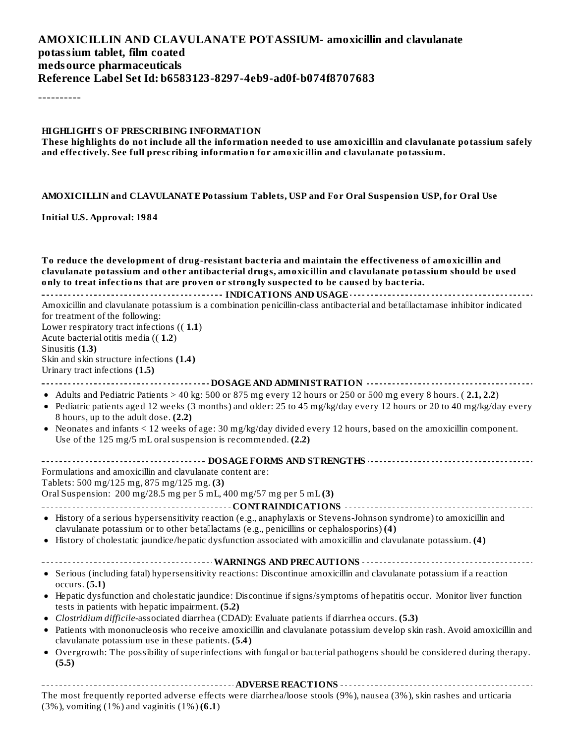**AMOXICILLIN AND CLAVULANATE POTASSIUM- amoxicillin and clavulanate potassium tablet, film coated**
**medsource pharmaceuticals**
**Reference Label Set Id: b6583123-8297-4eb9-ad0f-b074f8707683**

----------

**HIGHLIGHTS OF PRESCRIBING INFORMATION**

**These highlights do not include all the information needed to use amoxicillin and clavulanate potassium safely and effectively. See full prescribing information for amoxicillin and clavulanate potassium.**

**AMOXICILLIN and CLAVULANATE Potassium Tablets, USP and For Oral Suspension USP, for Oral Use**

**Initial U.S. Approval: 1984**

**To reduce the development of drug-resistant bacteria and maintain the effectiveness of amoxicillin and clavulanate potassium and other antibacterial drugs, amoxicillin and clavulanate potassium should be used only to treat infections that are proven or strongly suspected to be caused by bacteria.**

**INDICATIONS AND USAGE**

Amoxicillin and clavulanate potassium is a combination penicillin-class antibacterial and beta-lactamase inhibitor indicated for treatment of the following:
Lower respiratory tract infections (( **1.1**)
Acute bacterial otitis media (( **1.2**)
Sinusitis **(1.3)**
Skin and skin structure infections **(1.4)**
Urinary tract infections **(1.5)**

**DOSAGE AND ADMINISTRATION**

- Adults and Pediatric Patients > 40 kg: 500 or 875 mg every 12 hours or 250 or 500 mg every 8 hours. ( **2.1, 2.2**)
- Pediatric patients aged 12 weeks (3 months) and older: 25 to 45 mg/kg/day every 12 hours or 20 to 40 mg/kg/day every 8 hours, up to the adult dose. **(2.2)**
- Neonates and infants < 12 weeks of age: 30 mg/kg/day divided every 12 hours, based on the amoxicillin component. Use of the 125 mg/5 mL oral suspension is recommended. **(2.2)**

**DOSAGE FORMS AND STRENGTHS**

Formulations and amoxicillin and clavulanate content are:
Tablets: 500 mg/125 mg, 875 mg/125 mg. **(3)**
Oral Suspension: 200 mg/28.5 mg per 5 mL, 400 mg/57 mg per 5 mL **(3)**

**CONTRAINDICATIONS**

- History of a serious hypersensitivity reaction (e.g., anaphylaxis or Stevens-Johnson syndrome) to amoxicillin and clavulanate potassium or to other beta-lactams (e.g., penicillins or cephalosporins) **(4)**
- History of cholestatic jaundice/hepatic dysfunction associated with amoxicillin and clavulanate potassium. **(4)**

**WARNINGS AND PRECAUTIONS**

- Serious (including fatal) hypersensitivity reactions: Discontinue amoxicillin and clavulanate potassium if a reaction occurs. **(5.1)**
- Hepatic dysfunction and cholestatic jaundice: Discontinue if signs/symptoms of hepatitis occur. Monitor liver function tests in patients with hepatic impairment. **(5.2)**
- *Clostridium difficile*-associated diarrhea (CDAD): Evaluate patients if diarrhea occurs. **(5.3)**
- Patients with mononucleosis who receive amoxicillin and clavulanate potassium develop skin rash. Avoid amoxicillin and clavulanate potassium use in these patients. **(5.4)**
- Overgrowth: The possibility of superinfections with fungal or bacterial pathogens should be considered during therapy. **(5.5)**

**ADVERSE REACTIONS**

The most frequently reported adverse effects were diarrhea/loose stools (9%), nausea (3%), skin rashes and urticaria (3%), vomiting (1%) and vaginitis (1%) **(6.1)**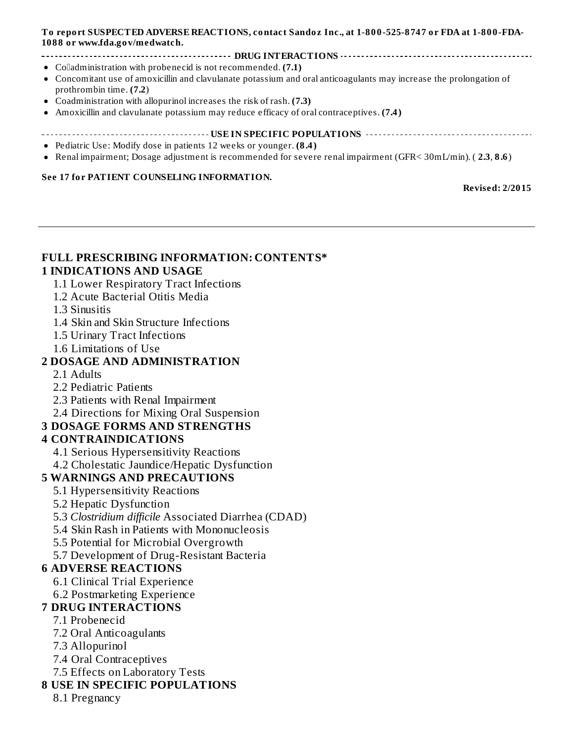**To report SUSPECTED ADVERSE REACTIONS, contact Sandoz Inc., at 1-800-525-8747 or FDA at 1-800-FDA-1088 or www.fda.gov/medwatch.**

**DRUG INTERACTIONS**

- Coadministration with probenecid is not recommended. **(7.1)**
- Concomitant use of amoxicillin and clavulanate potassium and oral anticoagulants may increase the prolongation of prothrombin time. **(7.2)**
- Coadministration with allopurinol increases the risk of rash. **(7.3)**
- Amoxicillin and clavulanate potassium may reduce efficacy of oral contraceptives. **(7.4)**

**USE IN SPECIFIC POPULATIONS**

- Pediatric Use: Modify dose in patients 12 weeks or younger. **(8.4)**
- Renal impairment; Dosage adjustment is recommended for severe renal impairment (GFR< 30mL/min). ( **2.3**, **8.6** )

**See 17 for PATIENT COUNSELING INFORMATION.**

**Revised: 2/2015**

---

## FULL PRESCRIBING INFORMATION: CONTENTS*

### 1 INDICATIONS AND USAGE

- 1.1 Lower Respiratory Tract Infections
- 1.2 Acute Bacterial Otitis Media
- 1.3 Sinusitis
- 1.4 Skin and Skin Structure Infections
- 1.5 Urinary Tract Infections
- 1.6 Limitations of Use

### 2 DOSAGE AND ADMINISTRATION

- 2.1 Adults
- 2.2 Pediatric Patients
- 2.3 Patients with Renal Impairment
- 2.4 Directions for Mixing Oral Suspension

### 3 DOSAGE FORMS AND STRENGTHS

### 4 CONTRAINDICATIONS

- 4.1 Serious Hypersensitivity Reactions
- 4.2 Cholestatic Jaundice/Hepatic Dysfunction

### 5 WARNINGS AND PRECAUTIONS

- 5.1 Hypersensitivity Reactions
- 5.2 Hepatic Dysfunction
- 5.3 *Clostridium difficile* Associated Diarrhea (CDAD)
- 5.4 Skin Rash in Patients with Mononucleosis
- 5.5 Potential for Microbial Overgrowth
- 5.7 Development of Drug-Resistant Bacteria

### 6 ADVERSE REACTIONS

- 6.1 Clinical Trial Experience
- 6.2 Postmarketing Experience

### 7 DRUG INTERACTIONS

- 7.1 Probenecid
- 7.2 Oral Anticoagulants
- 7.3 Allopurinol
- 7.4 Oral Contraceptives
- 7.5 Effects on Laboratory Tests

### 8 USE IN SPECIFIC POPULATIONS

- 8.1 Pregnancy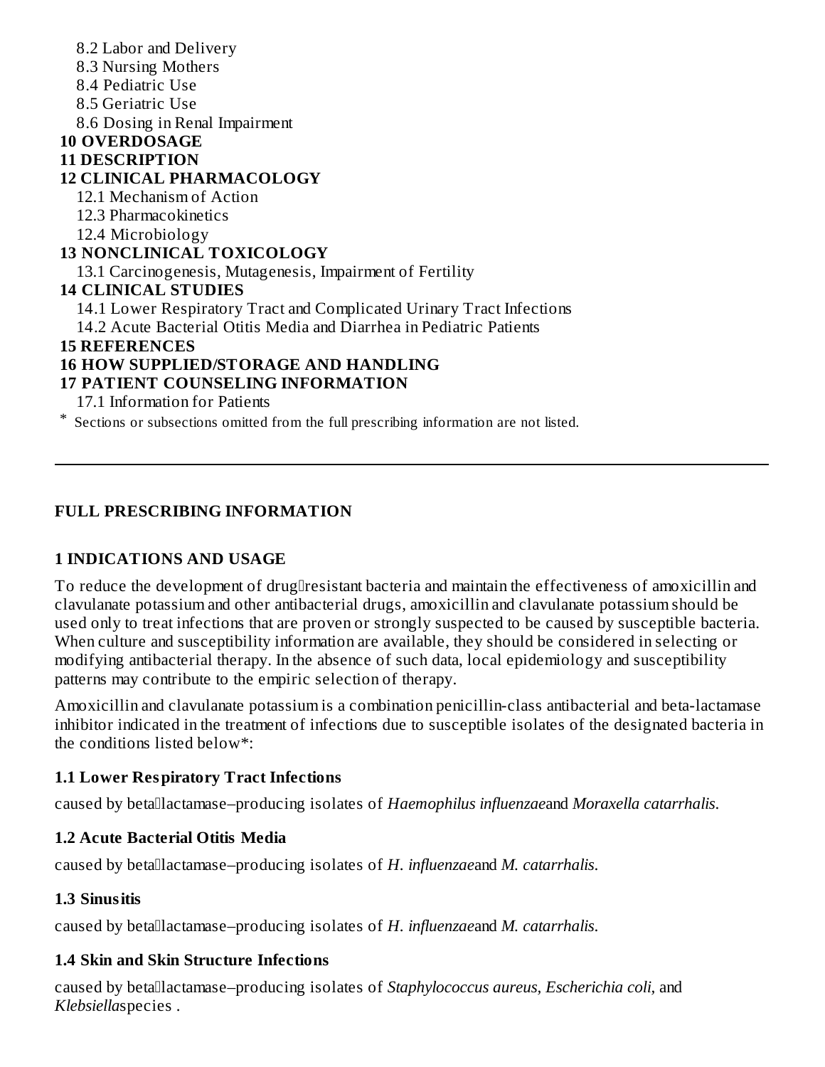8.2 Labor and Delivery
8.3 Nursing Mothers
8.4 Pediatric Use
8.5 Geriatric Use
8.6 Dosing in Renal Impairment

**10 OVERDOSAGE**

**11 DESCRIPTION**

**12 CLINICAL PHARMACOLOGY**

12.1 Mechanism of Action
12.3 Pharmacokinetics
12.4 Microbiology

**13 NONCLINICAL TOXICOLOGY**

13.1 Carcinogenesis, Mutagenesis, Impairment of Fertility

**14 CLINICAL STUDIES**

14.1 Lower Respiratory Tract and Complicated Urinary Tract Infections
14.2 Acute Bacterial Otitis Media and Diarrhea in Pediatric Patients

**15 REFERENCES**

**16 HOW SUPPLIED/STORAGE AND HANDLING**

**17 PATIENT COUNSELING INFORMATION**

17.1 Information for Patients

* Sections or subsections omitted from the full prescribing information are not listed.

---

## FULL PRESCRIBING INFORMATION

## 1 INDICATIONS AND USAGE

To reduce the development of drug-resistant bacteria and maintain the effectiveness of amoxicillin and clavulanate potassium and other antibacterial drugs, amoxicillin and clavulanate potassium should be used only to treat infections that are proven or strongly suspected to be caused by susceptible bacteria. When culture and susceptibility information are available, they should be considered in selecting or modifying antibacterial therapy. In the absence of such data, local epidemiology and susceptibility patterns may contribute to the empiric selection of therapy.

Amoxicillin and clavulanate potassium is a combination penicillin-class antibacterial and beta-lactamase inhibitor indicated in the treatment of infections due to susceptible isolates of the designated bacteria in the conditions listed below*:

### 1.1 Lower Respiratory Tract Infections

caused by beta-lactamase–producing isolates of *Haemophilus influenzae* and *Moraxella catarrhalis.*

### 1.2 Acute Bacterial Otitis Media

caused by beta-lactamase–producing isolates of *H. influenzae* and *M. catarrhalis.*

### 1.3 Sinusitis

caused by beta-lactamase–producing isolates of *H. influenzae* and *M. catarrhalis.*

### 1.4 Skin and Skin Structure Infections

caused by beta-lactamase–producing isolates of *Staphylococcus aureus, Escherichia coli,* and *Klebsiella* species .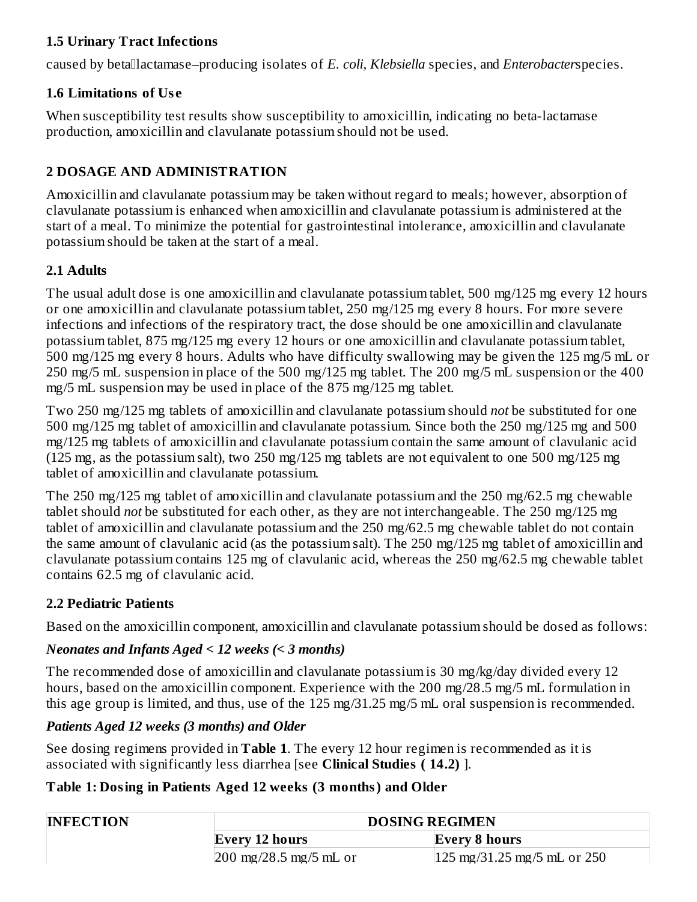### 1.5 Urinary Tract Infections

caused by beta‑lactamase–producing isolates of *E. coli, Klebsiella* species, and *Enterobacter*species.

### 1.6 Limitations of Use

When susceptibility test results show susceptibility to amoxicillin, indicating no beta-lactamase production, amoxicillin and clavulanate potassium should not be used.

## 2 DOSAGE AND ADMINISTRATION

Amoxicillin and clavulanate potassium may be taken without regard to meals; however, absorption of clavulanate potassium is enhanced when amoxicillin and clavulanate potassium is administered at the start of a meal. To minimize the potential for gastrointestinal intolerance, amoxicillin and clavulanate potassium should be taken at the start of a meal.

### 2.1 Adults

The usual adult dose is one amoxicillin and clavulanate potassium tablet, 500 mg/125 mg every 12 hours or one amoxicillin and clavulanate potassium tablet, 250 mg/125 mg every 8 hours. For more severe infections and infections of the respiratory tract, the dose should be one amoxicillin and clavulanate potassium tablet, 875 mg/125 mg every 12 hours or one amoxicillin and clavulanate potassium tablet, 500 mg/125 mg every 8 hours. Adults who have difficulty swallowing may be given the 125 mg/5 mL or 250 mg/5 mL suspension in place of the 500 mg/125 mg tablet. The 200 mg/5 mL suspension or the 400 mg/5 mL suspension may be used in place of the 875 mg/125 mg tablet.

Two 250 mg/125 mg tablets of amoxicillin and clavulanate potassium should *not* be substituted for one 500 mg/125 mg tablet of amoxicillin and clavulanate potassium. Since both the 250 mg/125 mg and 500 mg/125 mg tablets of amoxicillin and clavulanate potassium contain the same amount of clavulanic acid (125 mg, as the potassium salt), two 250 mg/125 mg tablets are not equivalent to one 500 mg/125 mg tablet of amoxicillin and clavulanate potassium.

The 250 mg/125 mg tablet of amoxicillin and clavulanate potassium and the 250 mg/62.5 mg chewable tablet should *not* be substituted for each other, as they are not interchangeable. The 250 mg/125 mg tablet of amoxicillin and clavulanate potassium and the 250 mg/62.5 mg chewable tablet do not contain the same amount of clavulanic acid (as the potassium salt). The 250 mg/125 mg tablet of amoxicillin and clavulanate potassium contains 125 mg of clavulanic acid, whereas the 250 mg/62.5 mg chewable tablet contains 62.5 mg of clavulanic acid.

### 2.2 Pediatric Patients

Based on the amoxicillin component, amoxicillin and clavulanate potassium should be dosed as follows:

***Neonates and Infants Aged < 12 weeks (< 3 months)***

The recommended dose of amoxicillin and clavulanate potassium is 30 mg/kg/day divided every 12 hours, based on the amoxicillin component. Experience with the 200 mg/28.5 mg/5 mL formulation in this age group is limited, and thus, use of the 125 mg/31.25 mg/5 mL oral suspension is recommended.

***Patients Aged 12 weeks (3 months) and Older***

See dosing regimens provided in **Table 1**. The every 12 hour regimen is recommended as it is associated with significantly less diarrhea [see **Clinical Studies ( 14.2)** ].

**Table 1: Dosing in Patients Aged 12 weeks (3 months) and Older**

| INFECTION | DOSING REGIMEN | |
|---|---|---|
| | **Every 12 hours** | **Every 8 hours** |
| | 200 mg/28.5 mg/5 mL or | 125 mg/31.25 mg/5 mL or 250 |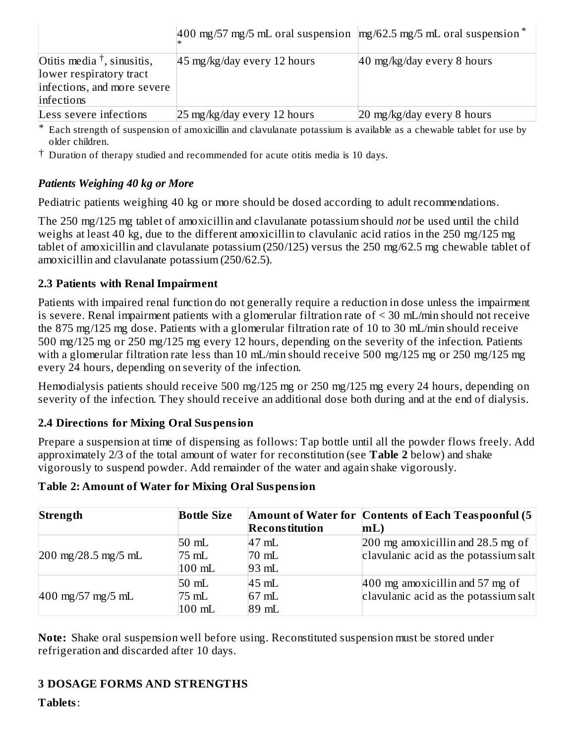| | 400 mg/57 mg/5 mL oral suspension * | mg/62.5 mg/5 mL oral suspension * |
|---|---|---|
| Otitis media †, sinusitis, lower respiratory tract infections, and more severe infections | 45 mg/kg/day every 12 hours | 40 mg/kg/day every 8 hours |
| Less severe infections | 25 mg/kg/day every 12 hours | 20 mg/kg/day every 8 hours |

\* Each strength of suspension of amoxicillin and clavulanate potassium is available as a chewable tablet for use by older children.

† Duration of therapy studied and recommended for acute otitis media is 10 days.

***Patients Weighing 40 kg or More***

Pediatric patients weighing 40 kg or more should be dosed according to adult recommendations.

The 250 mg/125 mg tablet of amoxicillin and clavulanate potassium should *not* be used until the child weighs at least 40 kg, due to the different amoxicillin to clavulanic acid ratios in the 250 mg/125 mg tablet of amoxicillin and clavulanate potassium (250/125) versus the 250 mg/62.5 mg chewable tablet of amoxicillin and clavulanate potassium (250/62.5).

## 2.3 Patients with Renal Impairment

Patients with impaired renal function do not generally require a reduction in dose unless the impairment is severe. Renal impairment patients with a glomerular filtration rate of < 30 mL/min should not receive the 875 mg/125 mg dose. Patients with a glomerular filtration rate of 10 to 30 mL/min should receive 500 mg/125 mg or 250 mg/125 mg every 12 hours, depending on the severity of the infection. Patients with a glomerular filtration rate less than 10 mL/min should receive 500 mg/125 mg or 250 mg/125 mg every 24 hours, depending on severity of the infection.

Hemodialysis patients should receive 500 mg/125 mg or 250 mg/125 mg every 24 hours, depending on severity of the infection. They should receive an additional dose both during and at the end of dialysis.

## 2.4 Directions for Mixing Oral Suspension

Prepare a suspension at time of dispensing as follows: Tap bottle until all the powder flows freely. Add approximately 2/3 of the total amount of water for reconstitution (see **Table 2** below) and shake vigorously to suspend powder. Add remainder of the water and again shake vigorously.

**Table 2: Amount of Water for Mixing Oral Suspension**

| Strength | Bottle Size | Amount of Water for Reconstitution | Contents of Each Teaspoonful (5 mL) |
|---|---|---|---|
| 200 mg/28.5 mg/5 mL | 50 mL<br>75 mL<br>100 mL | 47 mL<br>70 mL<br>93 mL | 200 mg amoxicillin and 28.5 mg of clavulanic acid as the potassium salt |
| 400 mg/57 mg/5 mL | 50 mL<br>75 mL<br>100 mL | 45 mL<br>67 mL<br>89 mL | 400 mg amoxicillin and 57 mg of clavulanic acid as the potassium salt |

**Note:** Shake oral suspension well before using. Reconstituted suspension must be stored under refrigeration and discarded after 10 days.

# 3 DOSAGE FORMS AND STRENGTHS

**Tablets**: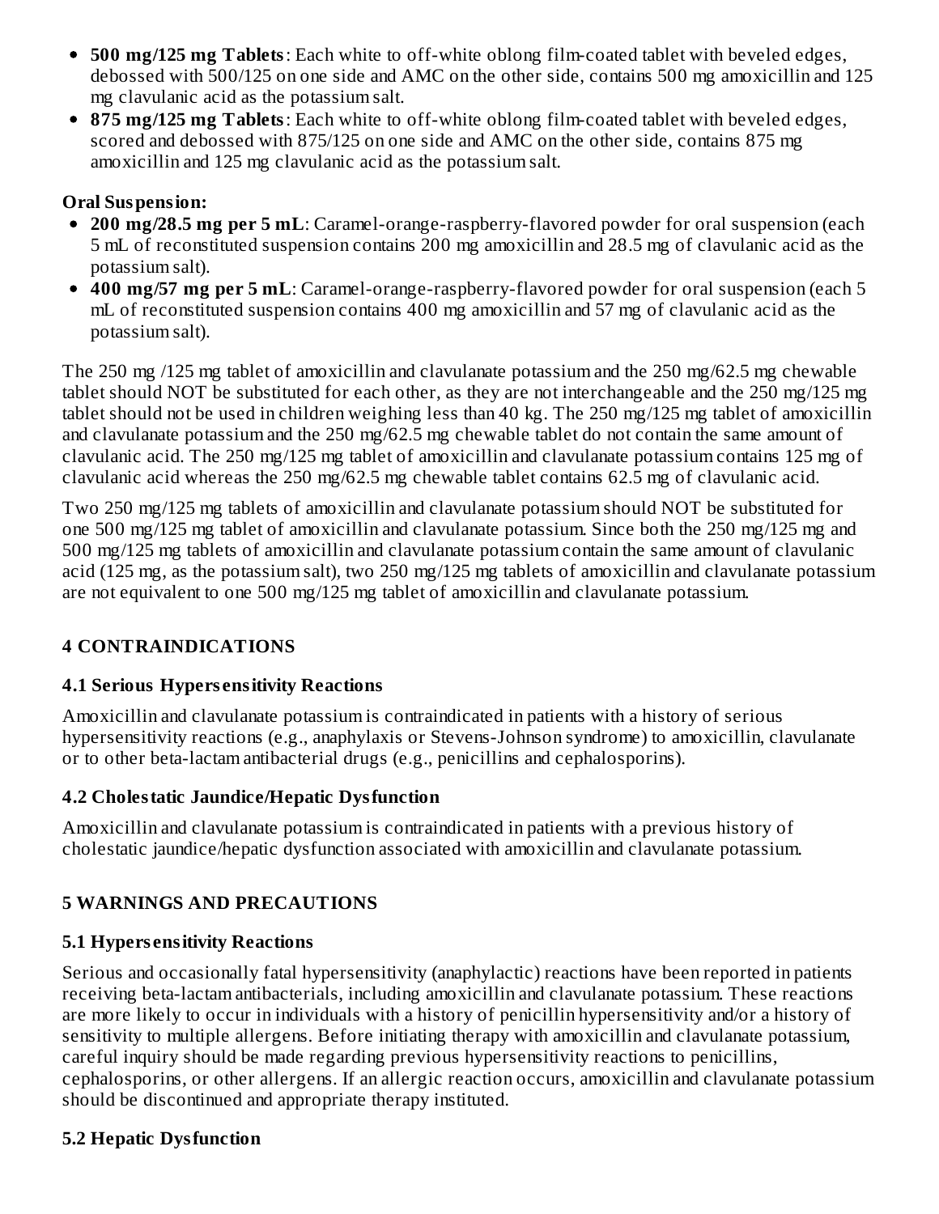- **500 mg/125 mg Tablets**: Each white to off-white oblong film-coated tablet with beveled edges, debossed with 500/125 on one side and AMC on the other side, contains 500 mg amoxicillin and 125 mg clavulanic acid as the potassium salt.
- **875 mg/125 mg Tablets**: Each white to off-white oblong film-coated tablet with beveled edges, scored and debossed with 875/125 on one side and AMC on the other side, contains 875 mg amoxicillin and 125 mg clavulanic acid as the potassium salt.

**Oral Suspension:**

- **200 mg/28.5 mg per 5 mL**: Caramel-orange-raspberry-flavored powder for oral suspension (each 5 mL of reconstituted suspension contains 200 mg amoxicillin and 28.5 mg of clavulanic acid as the potassium salt).
- **400 mg/57 mg per 5 mL**: Caramel-orange-raspberry-flavored powder for oral suspension (each 5 mL of reconstituted suspension contains 400 mg amoxicillin and 57 mg of clavulanic acid as the potassium salt).

The 250 mg /125 mg tablet of amoxicillin and clavulanate potassium and the 250 mg/62.5 mg chewable tablet should NOT be substituted for each other, as they are not interchangeable and the 250 mg/125 mg tablet should not be used in children weighing less than 40 kg. The 250 mg/125 mg tablet of amoxicillin and clavulanate potassium and the 250 mg/62.5 mg chewable tablet do not contain the same amount of clavulanic acid. The 250 mg/125 mg tablet of amoxicillin and clavulanate potassium contains 125 mg of clavulanic acid whereas the 250 mg/62.5 mg chewable tablet contains 62.5 mg of clavulanic acid.

Two 250 mg/125 mg tablets of amoxicillin and clavulanate potassium should NOT be substituted for one 500 mg/125 mg tablet of amoxicillin and clavulanate potassium. Since both the 250 mg/125 mg and 500 mg/125 mg tablets of amoxicillin and clavulanate potassium contain the same amount of clavulanic acid (125 mg, as the potassium salt), two 250 mg/125 mg tablets of amoxicillin and clavulanate potassium are not equivalent to one 500 mg/125 mg tablet of amoxicillin and clavulanate potassium.

## 4 CONTRAINDICATIONS

### 4.1 Serious Hypersensitivity Reactions

Amoxicillin and clavulanate potassium is contraindicated in patients with a history of serious hypersensitivity reactions (e.g., anaphylaxis or Stevens-Johnson syndrome) to amoxicillin, clavulanate or to other beta-lactam antibacterial drugs (e.g., penicillins and cephalosporins).

### 4.2 Cholestatic Jaundice/Hepatic Dysfunction

Amoxicillin and clavulanate potassium is contraindicated in patients with a previous history of cholestatic jaundice/hepatic dysfunction associated with amoxicillin and clavulanate potassium.

## 5 WARNINGS AND PRECAUTIONS

### 5.1 Hypersensitivity Reactions

Serious and occasionally fatal hypersensitivity (anaphylactic) reactions have been reported in patients receiving beta-lactam antibacterials, including amoxicillin and clavulanate potassium. These reactions are more likely to occur in individuals with a history of penicillin hypersensitivity and/or a history of sensitivity to multiple allergens. Before initiating therapy with amoxicillin and clavulanate potassium, careful inquiry should be made regarding previous hypersensitivity reactions to penicillins, cephalosporins, or other allergens. If an allergic reaction occurs, amoxicillin and clavulanate potassium should be discontinued and appropriate therapy instituted.

### 5.2 Hepatic Dysfunction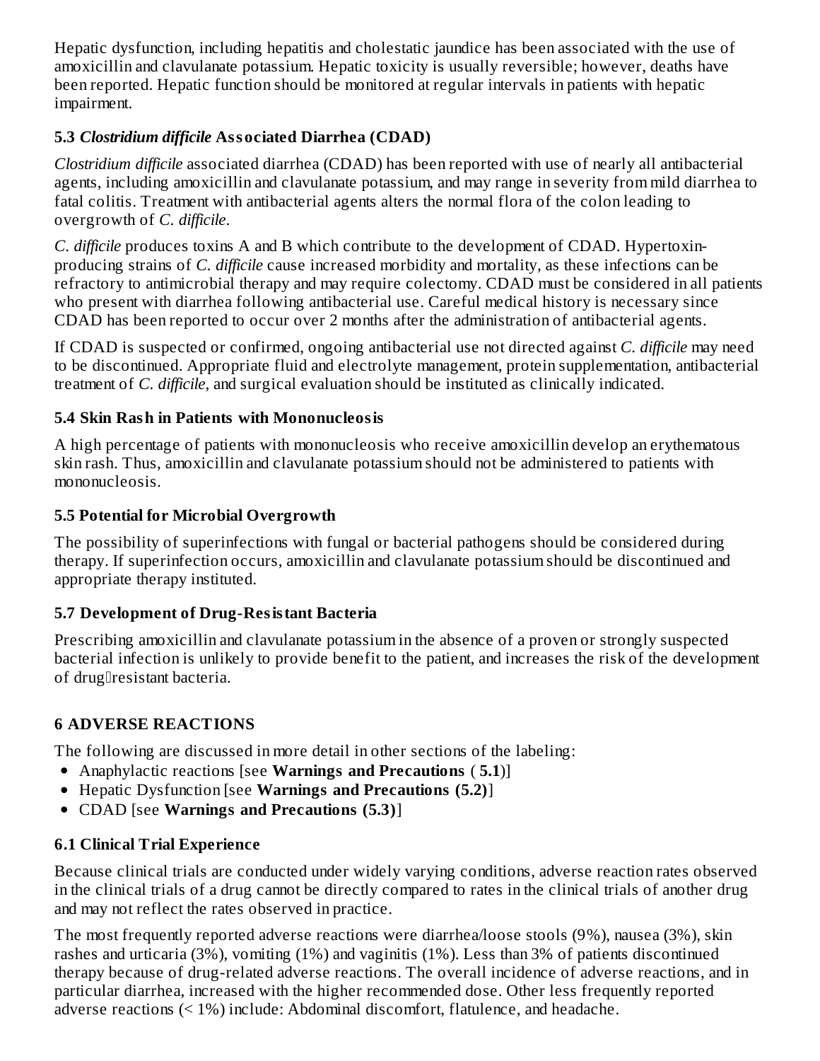Hepatic dysfunction, including hepatitis and cholestatic jaundice has been associated with the use of amoxicillin and clavulanate potassium. Hepatic toxicity is usually reversible; however, deaths have been reported. Hepatic function should be monitored at regular intervals in patients with hepatic impairment.

### 5.3 *Clostridium difficile* Associated Diarrhea (CDAD)

*Clostridium difficile* associated diarrhea (CDAD) has been reported with use of nearly all antibacterial agents, including amoxicillin and clavulanate potassium, and may range in severity from mild diarrhea to fatal colitis. Treatment with antibacterial agents alters the normal flora of the colon leading to overgrowth of *C. difficile*.

*C. difficile* produces toxins A and B which contribute to the development of CDAD. Hypertoxin-producing strains of *C. difficile* cause increased morbidity and mortality, as these infections can be refractory to antimicrobial therapy and may require colectomy. CDAD must be considered in all patients who present with diarrhea following antibacterial use. Careful medical history is necessary since CDAD has been reported to occur over 2 months after the administration of antibacterial agents.

If CDAD is suspected or confirmed, ongoing antibacterial use not directed against *C. difficile* may need to be discontinued. Appropriate fluid and electrolyte management, protein supplementation, antibacterial treatment of *C. difficile*, and surgical evaluation should be instituted as clinically indicated.

### 5.4 Skin Rash in Patients with Mononucleosis

A high percentage of patients with mononucleosis who receive amoxicillin develop an erythematous skin rash. Thus, amoxicillin and clavulanate potassium should not be administered to patients with mononucleosis.

### 5.5 Potential for Microbial Overgrowth

The possibility of superinfections with fungal or bacterial pathogens should be considered during therapy. If superinfection occurs, amoxicillin and clavulanate potassium should be discontinued and appropriate therapy instituted.

### 5.7 Development of Drug-Resistant Bacteria

Prescribing amoxicillin and clavulanate potassium in the absence of a proven or strongly suspected bacterial infection is unlikely to provide benefit to the patient, and increases the risk of the development of drug‑resistant bacteria.

## 6 ADVERSE REACTIONS

The following are discussed in more detail in other sections of the labeling:

- Anaphylactic reactions [see **Warnings and Precautions** ( **5.1**)]
- Hepatic Dysfunction [see **Warnings and Precautions (5.2)**]
- CDAD [see **Warnings and Precautions (5.3)**]

### 6.1 Clinical Trial Experience

Because clinical trials are conducted under widely varying conditions, adverse reaction rates observed in the clinical trials of a drug cannot be directly compared to rates in the clinical trials of another drug and may not reflect the rates observed in practice.

The most frequently reported adverse reactions were diarrhea/loose stools (9%), nausea (3%), skin rashes and urticaria (3%), vomiting (1%) and vaginitis (1%). Less than 3% of patients discontinued therapy because of drug-related adverse reactions. The overall incidence of adverse reactions, and in particular diarrhea, increased with the higher recommended dose. Other less frequently reported adverse reactions (< 1%) include: Abdominal discomfort, flatulence, and headache.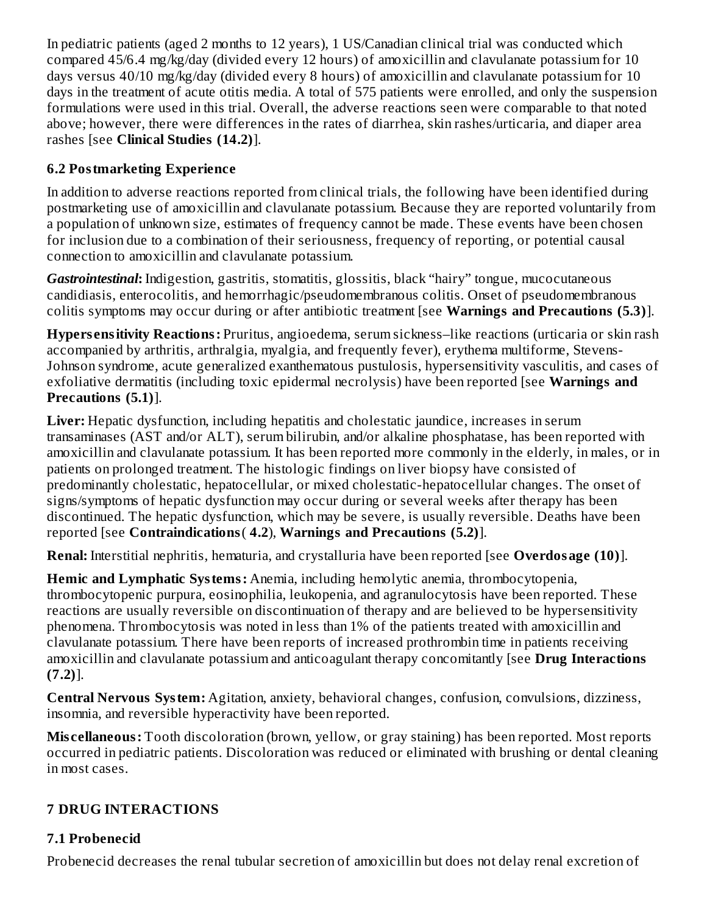In pediatric patients (aged 2 months to 12 years), 1 US/Canadian clinical trial was conducted which compared 45/6.4 mg/kg/day (divided every 12 hours) of amoxicillin and clavulanate potassium for 10 days versus 40/10 mg/kg/day (divided every 8 hours) of amoxicillin and clavulanate potassium for 10 days in the treatment of acute otitis media. A total of 575 patients were enrolled, and only the suspension formulations were used in this trial. Overall, the adverse reactions seen were comparable to that noted above; however, there were differences in the rates of diarrhea, skin rashes/urticaria, and diaper area rashes [see **Clinical Studies (14.2)**].

### 6.2 Postmarketing Experience

In addition to adverse reactions reported from clinical trials, the following have been identified during postmarketing use of amoxicillin and clavulanate potassium. Because they are reported voluntarily from a population of unknown size, estimates of frequency cannot be made. These events have been chosen for inclusion due to a combination of their seriousness, frequency of reporting, or potential causal connection to amoxicillin and clavulanate potassium.

***Gastrointestinal*:** Indigestion, gastritis, stomatitis, glossitis, black "hairy" tongue, mucocutaneous candidiasis, enterocolitis, and hemorrhagic/pseudomembranous colitis. Onset of pseudomembranous colitis symptoms may occur during or after antibiotic treatment [see **Warnings and Precautions (5.3)**].

**Hypersensitivity Reactions:** Pruritus, angioedema, serum sickness–like reactions (urticaria or skin rash accompanied by arthritis, arthralgia, myalgia, and frequently fever), erythema multiforme, Stevens-Johnson syndrome, acute generalized exanthematous pustulosis, hypersensitivity vasculitis, and cases of exfoliative dermatitis (including toxic epidermal necrolysis) have been reported [see **Warnings and Precautions (5.1)**].

**Liver:** Hepatic dysfunction, including hepatitis and cholestatic jaundice, increases in serum transaminases (AST and/or ALT), serum bilirubin, and/or alkaline phosphatase, has been reported with amoxicillin and clavulanate potassium. It has been reported more commonly in the elderly, in males, or in patients on prolonged treatment. The histologic findings on liver biopsy have consisted of predominantly cholestatic, hepatocellular, or mixed cholestatic-hepatocellular changes. The onset of signs/symptoms of hepatic dysfunction may occur during or several weeks after therapy has been discontinued. The hepatic dysfunction, which may be severe, is usually reversible. Deaths have been reported [see **Contraindications** ( **4.2**), **Warnings and Precautions (5.2)**].

**Renal:** Interstitial nephritis, hematuria, and crystalluria have been reported [see **Overdosage (10)**].

**Hemic and Lymphatic Systems:** Anemia, including hemolytic anemia, thrombocytopenia, thrombocytopenic purpura, eosinophilia, leukopenia, and agranulocytosis have been reported. These reactions are usually reversible on discontinuation of therapy and are believed to be hypersensitivity phenomena. Thrombocytosis was noted in less than 1% of the patients treated with amoxicillin and clavulanate potassium. There have been reports of increased prothrombin time in patients receiving amoxicillin and clavulanate potassium and anticoagulant therapy concomitantly [see **Drug Interactions (7.2)**].

**Central Nervous System:** Agitation, anxiety, behavioral changes, confusion, convulsions, dizziness, insomnia, and reversible hyperactivity have been reported.

**Miscellaneous:** Tooth discoloration (brown, yellow, or gray staining) has been reported. Most reports occurred in pediatric patients. Discoloration was reduced or eliminated with brushing or dental cleaning in most cases.

## 7 DRUG INTERACTIONS

### 7.1 Probenecid

Probenecid decreases the renal tubular secretion of amoxicillin but does not delay renal excretion of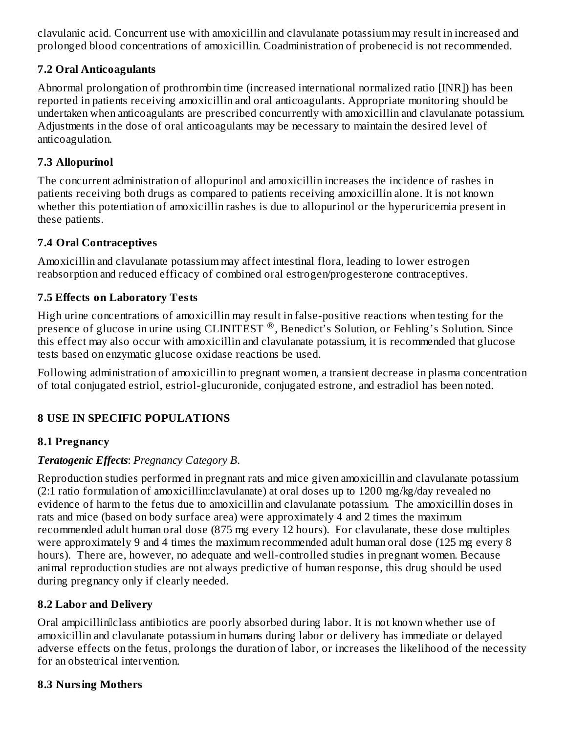clavulanic acid. Concurrent use with amoxicillin and clavulanate potassium may result in increased and prolonged blood concentrations of amoxicillin. Coadministration of probenecid is not recommended.

### 7.2 Oral Anticoagulants

Abnormal prolongation of prothrombin time (increased international normalized ratio [INR]) has been reported in patients receiving amoxicillin and oral anticoagulants. Appropriate monitoring should be undertaken when anticoagulants are prescribed concurrently with amoxicillin and clavulanate potassium. Adjustments in the dose of oral anticoagulants may be necessary to maintain the desired level of anticoagulation.

### 7.3 Allopurinol

The concurrent administration of allopurinol and amoxicillin increases the incidence of rashes in patients receiving both drugs as compared to patients receiving amoxicillin alone. It is not known whether this potentiation of amoxicillin rashes is due to allopurinol or the hyperuricemia present in these patients.

### 7.4 Oral Contraceptives

Amoxicillin and clavulanate potassium may affect intestinal flora, leading to lower estrogen reabsorption and reduced efficacy of combined oral estrogen/progesterone contraceptives.

### 7.5 Effects on Laboratory Tests

High urine concentrations of amoxicillin may result in false-positive reactions when testing for the presence of glucose in urine using CLINITEST ®, Benedict's Solution, or Fehling's Solution. Since this effect may also occur with amoxicillin and clavulanate potassium, it is recommended that glucose tests based on enzymatic glucose oxidase reactions be used.

Following administration of amoxicillin to pregnant women, a transient decrease in plasma concentration of total conjugated estriol, estriol-glucuronide, conjugated estrone, and estradiol has been noted.

## 8 USE IN SPECIFIC POPULATIONS

### 8.1 Pregnancy

***Teratogenic Effects***: *Pregnancy Category B.*

Reproduction studies performed in pregnant rats and mice given amoxicillin and clavulanate potassium (2:1 ratio formulation of amoxicillin:clavulanate) at oral doses up to 1200 mg/kg/day revealed no evidence of harm to the fetus due to amoxicillin and clavulanate potassium. The amoxicillin doses in rats and mice (based on body surface area) were approximately 4 and 2 times the maximum recommended adult human oral dose (875 mg every 12 hours). For clavulanate, these dose multiples were approximately 9 and 4 times the maximum recommended adult human oral dose (125 mg every 8 hours). There are, however, no adequate and well-controlled studies in pregnant women. Because animal reproduction studies are not always predictive of human response, this drug should be used during pregnancy only if clearly needed.

### 8.2 Labor and Delivery

Oral ampicillin-class antibiotics are poorly absorbed during labor. It is not known whether use of amoxicillin and clavulanate potassium in humans during labor or delivery has immediate or delayed adverse effects on the fetus, prolongs the duration of labor, or increases the likelihood of the necessity for an obstetrical intervention.

### 8.3 Nursing Mothers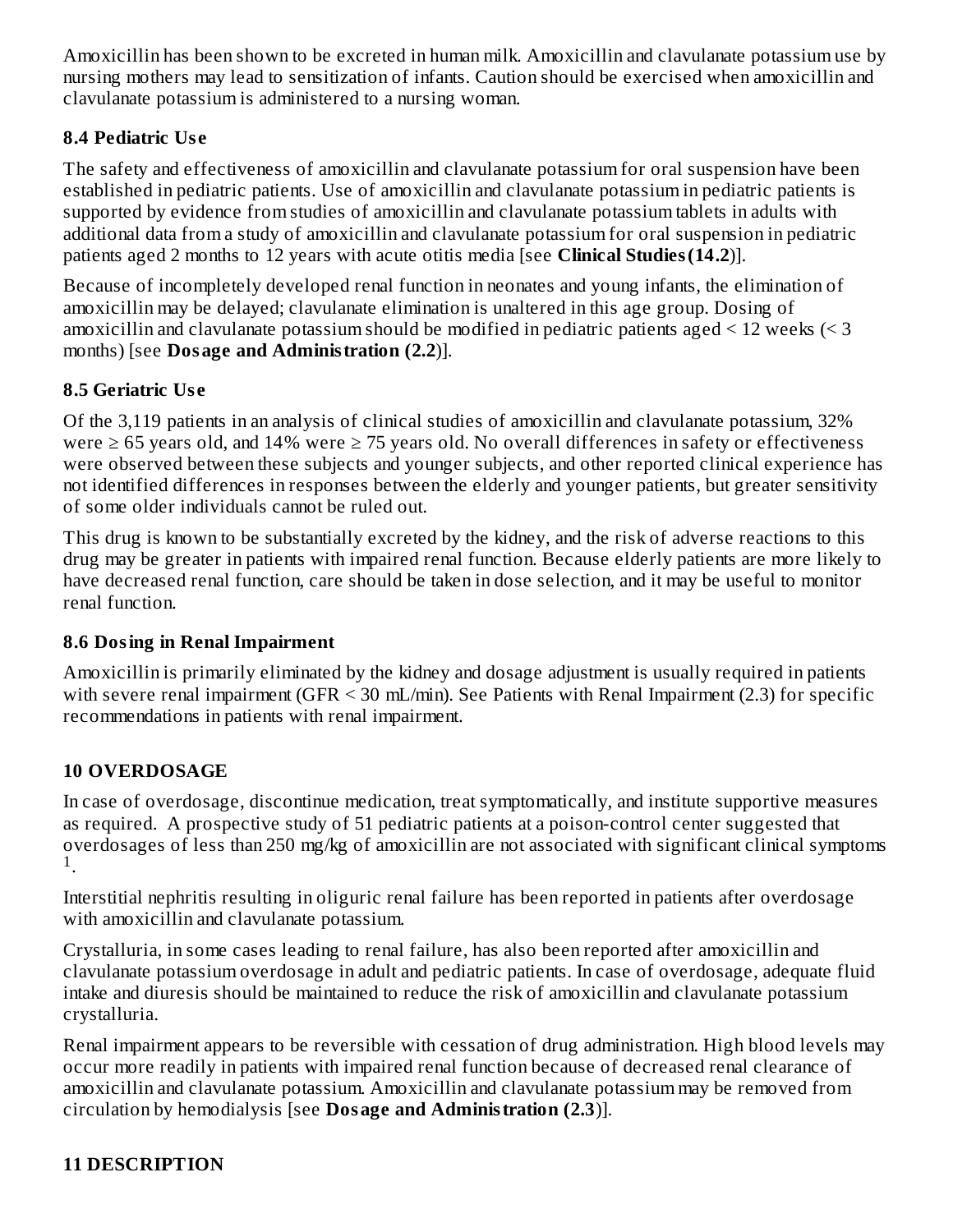Amoxicillin has been shown to be excreted in human milk. Amoxicillin and clavulanate potassium use by nursing mothers may lead to sensitization of infants. Caution should be exercised when amoxicillin and clavulanate potassium is administered to a nursing woman.

### 8.4 Pediatric Use

The safety and effectiveness of amoxicillin and clavulanate potassium for oral suspension have been established in pediatric patients. Use of amoxicillin and clavulanate potassium in pediatric patients is supported by evidence from studies of amoxicillin and clavulanate potassium tablets in adults with additional data from a study of amoxicillin and clavulanate potassium for oral suspension in pediatric patients aged 2 months to 12 years with acute otitis media [see **Clinical Studies (14.2)**].

Because of incompletely developed renal function in neonates and young infants, the elimination of amoxicillin may be delayed; clavulanate elimination is unaltered in this age group. Dosing of amoxicillin and clavulanate potassium should be modified in pediatric patients aged < 12 weeks (< 3 months) [see **Dosage and Administration (2.2)**].

### 8.5 Geriatric Use

Of the 3,119 patients in an analysis of clinical studies of amoxicillin and clavulanate potassium, 32% were ≥ 65 years old, and 14% were ≥ 75 years old. No overall differences in safety or effectiveness were observed between these subjects and younger subjects, and other reported clinical experience has not identified differences in responses between the elderly and younger patients, but greater sensitivity of some older individuals cannot be ruled out.

This drug is known to be substantially excreted by the kidney, and the risk of adverse reactions to this drug may be greater in patients with impaired renal function. Because elderly patients are more likely to have decreased renal function, care should be taken in dose selection, and it may be useful to monitor renal function.

### 8.6 Dosing in Renal Impairment

Amoxicillin is primarily eliminated by the kidney and dosage adjustment is usually required in patients with severe renal impairment (GFR < 30 mL/min). See Patients with Renal Impairment (2.3) for specific recommendations in patients with renal impairment.

## 10 OVERDOSAGE

In case of overdosage, discontinue medication, treat symptomatically, and institute supportive measures as required. A prospective study of 51 pediatric patients at a poison-control center suggested that overdosages of less than 250 mg/kg of amoxicillin are not associated with significant clinical symptoms [1].

Interstitial nephritis resulting in oliguric renal failure has been reported in patients after overdosage with amoxicillin and clavulanate potassium.

Crystalluria, in some cases leading to renal failure, has also been reported after amoxicillin and clavulanate potassium overdosage in adult and pediatric patients. In case of overdosage, adequate fluid intake and diuresis should be maintained to reduce the risk of amoxicillin and clavulanate potassium crystalluria.

Renal impairment appears to be reversible with cessation of drug administration. High blood levels may occur more readily in patients with impaired renal function because of decreased renal clearance of amoxicillin and clavulanate potassium. Amoxicillin and clavulanate potassium may be removed from circulation by hemodialysis [see **Dosage and Administration (2.3)**].

## 11 DESCRIPTION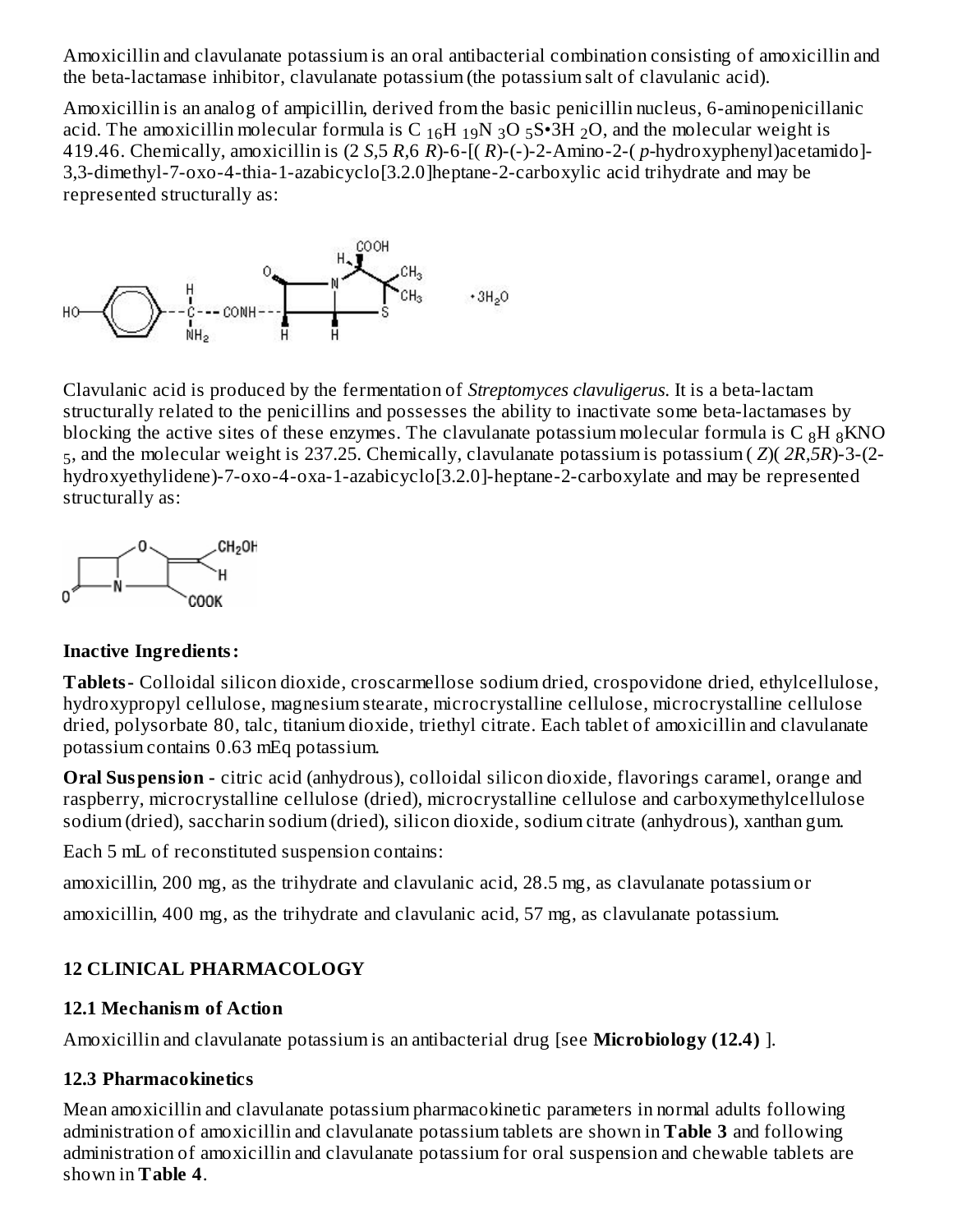Amoxicillin and clavulanate potassium is an oral antibacterial combination consisting of amoxicillin and the beta-lactamase inhibitor, clavulanate potassium (the potassium salt of clavulanic acid).

Amoxicillin is an analog of ampicillin, derived from the basic penicillin nucleus, 6-aminopenicillanic acid. The amoxicillin molecular formula is $C_{16}H_{19}N_3O_5S{\bullet}3H_2O$, and the molecular weight is 419.46. Chemically, amoxicillin is (2*S*,5*R*,6*R*)-6-[(*R*)-(-)-2-Amino-2-(*p*-hydroxyphenyl)acetamido]-3,3-dimethyl-7-oxo-4-thia-1-azabicyclo[3.2.0]heptane-2-carboxylic acid trihydrate and may be represented structurally as:

Clavulanic acid is produced by the fermentation of *Streptomyces clavuligerus*. It is a beta-lactam structurally related to the penicillins and possesses the ability to inactivate some beta-lactamases by blocking the active sites of these enzymes. The clavulanate potassium molecular formula is $C_8H_8KNO_5$, and the molecular weight is 237.25. Chemically, clavulanate potassium is potassium (*Z*)(*2R,5R*)-3-(2-hydroxyethylidene)-7-oxo-4-oxa-1-azabicyclo[3.2.0]-heptane-2-carboxylate and may be represented structurally as:

**Inactive Ingredients:**

**Tablets-** Colloidal silicon dioxide, croscarmellose sodium dried, crospovidone dried, ethylcellulose, hydroxypropyl cellulose, magnesium stearate, microcrystalline cellulose, microcrystalline cellulose dried, polysorbate 80, talc, titanium dioxide, triethyl citrate. Each tablet of amoxicillin and clavulanate potassium contains 0.63 mEq potassium.

**Oral Suspension -** citric acid (anhydrous), colloidal silicon dioxide, flavorings caramel, orange and raspberry, microcrystalline cellulose (dried), microcrystalline cellulose and carboxymethylcellulose sodium (dried), saccharin sodium (dried), silicon dioxide, sodium citrate (anhydrous), xanthan gum.

Each 5 mL of reconstituted suspension contains:

amoxicillin, 200 mg, as the trihydrate and clavulanic acid, 28.5 mg, as clavulanate potassium or

amoxicillin, 400 mg, as the trihydrate and clavulanic acid, 57 mg, as clavulanate potassium.

## 12 CLINICAL PHARMACOLOGY

### 12.1 Mechanism of Action

Amoxicillin and clavulanate potassium is an antibacterial drug [see **Microbiology (12.4)** ].

### 12.3 Pharmacokinetics

Mean amoxicillin and clavulanate potassium pharmacokinetic parameters in normal adults following administration of amoxicillin and clavulanate potassium tablets are shown in **Table 3** and following administration of amoxicillin and clavulanate potassium for oral suspension and chewable tablets are shown in **Table 4**.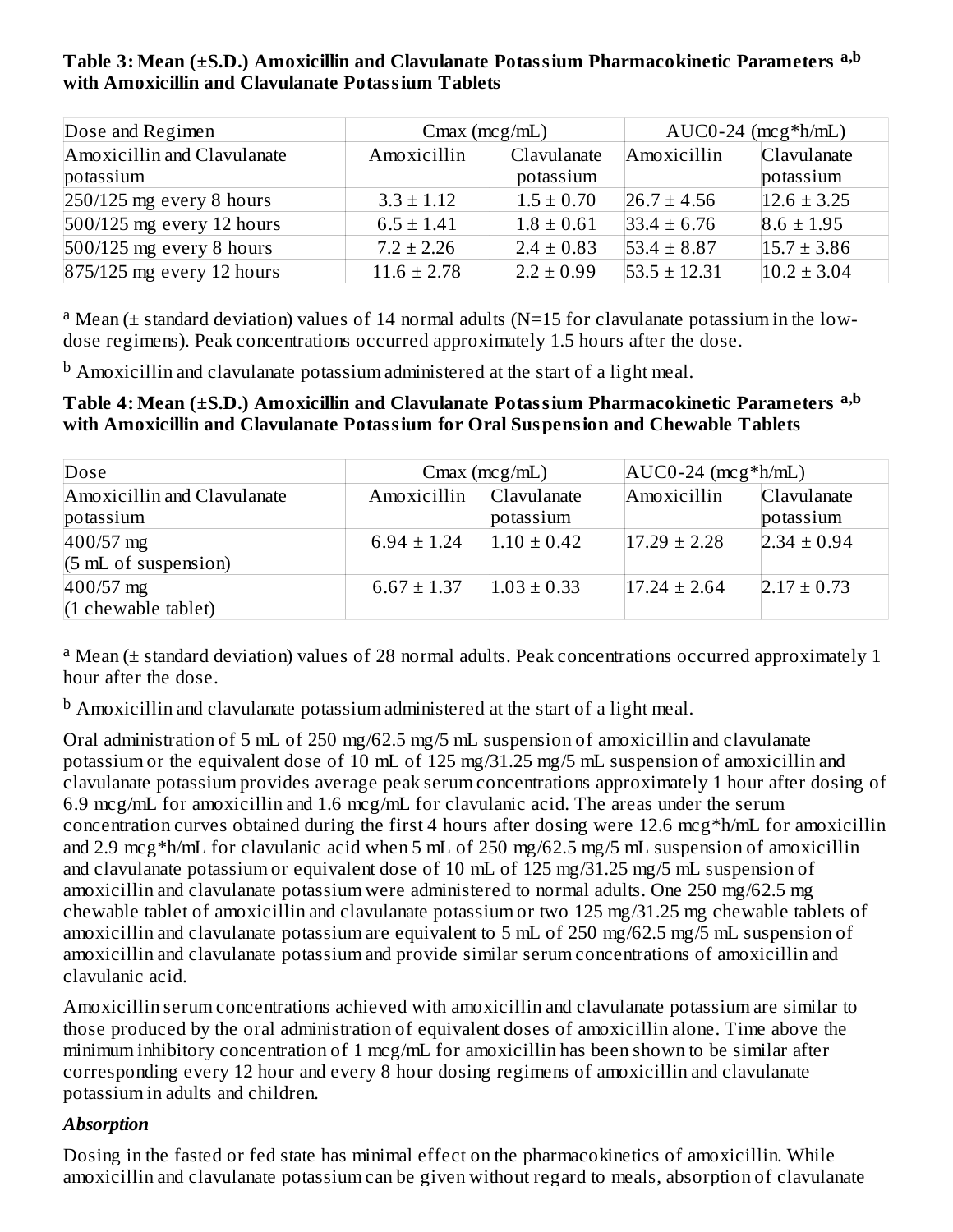**Table 3: Mean (±S.D.) Amoxicillin and Clavulanate Potassium Pharmacokinetic Parameters [a,b] with Amoxicillin and Clavulanate Potassium Tablets**

| Dose and Regimen | Cmax (mcg/mL) | | AUC0-24 (mcg*h/mL) | |
|---|---|---|---|---|
| Amoxicillin and Clavulanate potassium | Amoxicillin | Clavulanate potassium | Amoxicillin | Clavulanate potassium |
| 250/125 mg every 8 hours | 3.3 ± 1.12 | 1.5 ± 0.70 | 26.7 ± 4.56 | 12.6 ± 3.25 |
| 500/125 mg every 12 hours | 6.5 ± 1.41 | 1.8 ± 0.61 | 33.4 ± 6.76 | 8.6 ± 1.95 |
| 500/125 mg every 8 hours | 7.2 ± 2.26 | 2.4 ± 0.83 | 53.4 ± 8.87 | 15.7 ± 3.86 |
| 875/125 mg every 12 hours | 11.6 ± 2.78 | 2.2 ± 0.99 | 53.5 ± 12.31 | 10.2 ± 3.04 |

[a] Mean (± standard deviation) values of 14 normal adults (N=15 for clavulanate potassium in the low-dose regimens). Peak concentrations occurred approximately 1.5 hours after the dose.

[b] Amoxicillin and clavulanate potassium administered at the start of a light meal.

**Table 4: Mean (±S.D.) Amoxicillin and Clavulanate Potassium Pharmacokinetic Parameters [a,b] with Amoxicillin and Clavulanate Potassium for Oral Suspension and Chewable Tablets**

| Dose | Cmax (mcg/mL) | | AUC0-24 (mcg*h/mL) | |
|---|---|---|---|---|
| Amoxicillin and Clavulanate potassium | Amoxicillin | Clavulanate potassium | Amoxicillin | Clavulanate potassium |
| 400/57 mg (5 mL of suspension) | 6.94 ± 1.24 | 1.10 ± 0.42 | 17.29 ± 2.28 | 2.34 ± 0.94 |
| 400/57 mg (1 chewable tablet) | 6.67 ± 1.37 | 1.03 ± 0.33 | 17.24 ± 2.64 | 2.17 ± 0.73 |

[a] Mean (± standard deviation) values of 28 normal adults. Peak concentrations occurred approximately 1 hour after the dose.

[b] Amoxicillin and clavulanate potassium administered at the start of a light meal.

Oral administration of 5 mL of 250 mg/62.5 mg/5 mL suspension of amoxicillin and clavulanate potassium or the equivalent dose of 10 mL of 125 mg/31.25 mg/5 mL suspension of amoxicillin and clavulanate potassium provides average peak serum concentrations approximately 1 hour after dosing of 6.9 mcg/mL for amoxicillin and 1.6 mcg/mL for clavulanic acid. The areas under the serum concentration curves obtained during the first 4 hours after dosing were 12.6 mcg*h/mL for amoxicillin and 2.9 mcg*h/mL for clavulanic acid when 5 mL of 250 mg/62.5 mg/5 mL suspension of amoxicillin and clavulanate potassium or equivalent dose of 10 mL of 125 mg/31.25 mg/5 mL suspension of amoxicillin and clavulanate potassium were administered to normal adults. One 250 mg/62.5 mg chewable tablet of amoxicillin and clavulanate potassium or two 125 mg/31.25 mg chewable tablets of amoxicillin and clavulanate potassium are equivalent to 5 mL of 250 mg/62.5 mg/5 mL suspension of amoxicillin and clavulanate potassium and provide similar serum concentrations of amoxicillin and clavulanic acid.

Amoxicillin serum concentrations achieved with amoxicillin and clavulanate potassium are similar to those produced by the oral administration of equivalent doses of amoxicillin alone. Time above the minimum inhibitory concentration of 1 mcg/mL for amoxicillin has been shown to be similar after corresponding every 12 hour and every 8 hour dosing regimens of amoxicillin and clavulanate potassium in adults and children.

***Absorption***

Dosing in the fasted or fed state has minimal effect on the pharmacokinetics of amoxicillin. While amoxicillin and clavulanate potassium can be given without regard to meals, absorption of clavulanate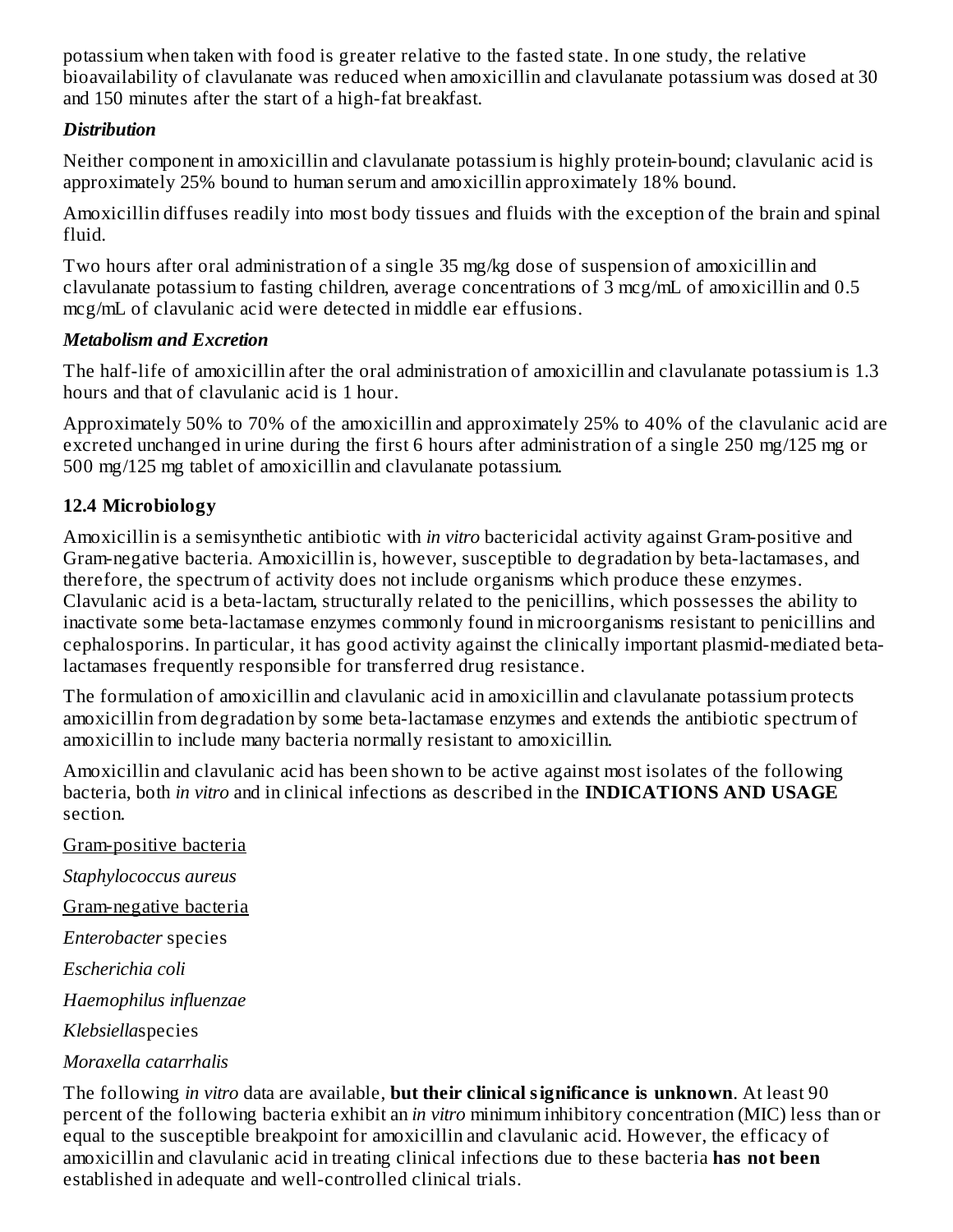potassium when taken with food is greater relative to the fasted state. In one study, the relative bioavailability of clavulanate was reduced when amoxicillin and clavulanate potassium was dosed at 30 and 150 minutes after the start of a high-fat breakfast.

***Distribution***

Neither component in amoxicillin and clavulanate potassium is highly protein-bound; clavulanic acid is approximately 25% bound to human serum and amoxicillin approximately 18% bound.

Amoxicillin diffuses readily into most body tissues and fluids with the exception of the brain and spinal fluid.

Two hours after oral administration of a single 35 mg/kg dose of suspension of amoxicillin and clavulanate potassium to fasting children, average concentrations of 3 mcg/mL of amoxicillin and 0.5 mcg/mL of clavulanic acid were detected in middle ear effusions.

***Metabolism and Excretion***

The half-life of amoxicillin after the oral administration of amoxicillin and clavulanate potassium is 1.3 hours and that of clavulanic acid is 1 hour.

Approximately 50% to 70% of the amoxicillin and approximately 25% to 40% of the clavulanic acid are excreted unchanged in urine during the first 6 hours after administration of a single 250 mg/125 mg or 500 mg/125 mg tablet of amoxicillin and clavulanate potassium.

### 12.4 Microbiology

Amoxicillin is a semisynthetic antibiotic with *in vitro* bactericidal activity against Gram-positive and Gram-negative bacteria. Amoxicillin is, however, susceptible to degradation by beta-lactamases, and therefore, the spectrum of activity does not include organisms which produce these enzymes. Clavulanic acid is a beta-lactam, structurally related to the penicillins, which possesses the ability to inactivate some beta-lactamase enzymes commonly found in microorganisms resistant to penicillins and cephalosporins. In particular, it has good activity against the clinically important plasmid-mediated beta-lactamases frequently responsible for transferred drug resistance.

The formulation of amoxicillin and clavulanic acid in amoxicillin and clavulanate potassium protects amoxicillin from degradation by some beta-lactamase enzymes and extends the antibiotic spectrum of amoxicillin to include many bacteria normally resistant to amoxicillin.

Amoxicillin and clavulanic acid has been shown to be active against most isolates of the following bacteria, both *in vitro* and in clinical infections as described in the **INDICATIONS AND USAGE** section.

Gram-positive bacteria

*Staphylococcus aureus*

Gram-negative bacteria

*Enterobacter* species

*Escherichia coli*

*Haemophilus influenzae*

*Klebsiella* species

*Moraxella catarrhalis*

The following *in vitro* data are available, **but their clinical significance is unknown**. At least 90 percent of the following bacteria exhibit an *in vitro* minimum inhibitory concentration (MIC) less than or equal to the susceptible breakpoint for amoxicillin and clavulanic acid. However, the efficacy of amoxicillin and clavulanic acid in treating clinical infections due to these bacteria **has not been** established in adequate and well-controlled clinical trials.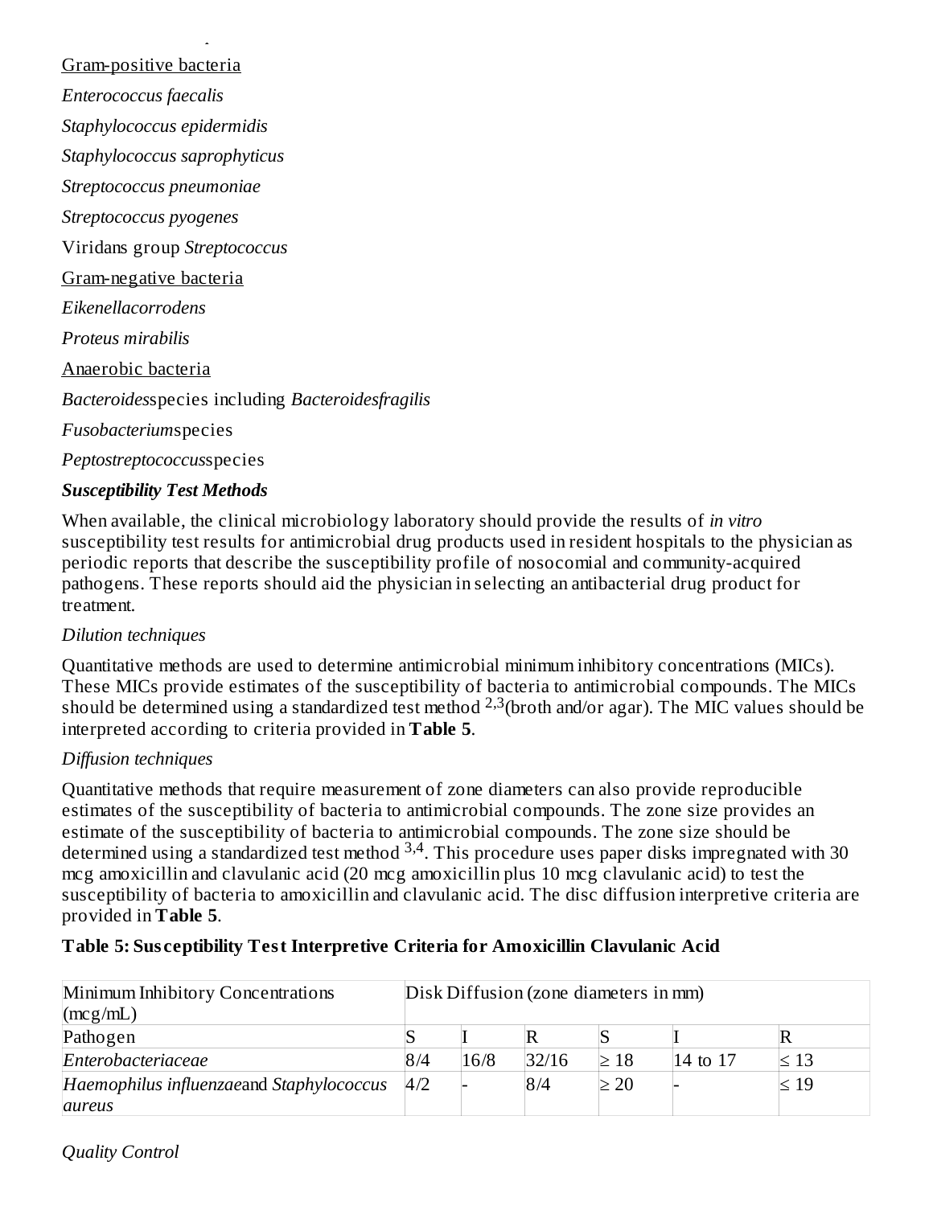<u>Gram-positive bacteria</u>

*Enterococcus faecalis*

*Staphylococcus epidermidis*

*Staphylococcus saprophyticus*

*Streptococcus pneumoniae*

*Streptococcus pyogenes*

Viridans group *Streptococcus*

<u>Gram-negative bacteria</u>

*Eikenellacorrodens*

*Proteus mirabilis*

<u>Anaerobic bacteria</u>

*Bacteroides*species including *Bacteroidesfragilis*

*Fusobacterium*species

*Peptostreptococcus*species

***Susceptibility Test Methods***

When available, the clinical microbiology laboratory should provide the results of *in vitro* susceptibility test results for antimicrobial drug products used in resident hospitals to the physician as periodic reports that describe the susceptibility profile of nosocomial and community-acquired pathogens. These reports should aid the physician in selecting an antibacterial drug product for treatment.

*Dilution techniques*

Quantitative methods are used to determine antimicrobial minimum inhibitory concentrations (MICs). These MICs provide estimates of the susceptibility of bacteria to antimicrobial compounds. The MICs should be determined using a standardized test method [2,3](broth and/or agar). The MIC values should be interpreted according to criteria provided in **Table 5**.

*Diffusion techniques*

Quantitative methods that require measurement of zone diameters can also provide reproducible estimates of the susceptibility of bacteria to antimicrobial compounds. The zone size provides an estimate of the susceptibility of bacteria to antimicrobial compounds. The zone size should be determined using a standardized test method [3,4]. This procedure uses paper disks impregnated with 30 mcg amoxicillin and clavulanic acid (20 mcg amoxicillin plus 10 mcg clavulanic acid) to test the susceptibility of bacteria to amoxicillin and clavulanic acid. The disc diffusion interpretive criteria are provided in **Table 5**.

**Table 5: Susceptibility Test Interpretive Criteria for Amoxicillin Clavulanic Acid**

| Minimum Inhibitory Concentrations (mcg/mL) | | | | Disk Diffusion (zone diameters in mm) | | |
|---|---|---|---|---|---|---|
| Pathogen | S | I | R | S | I | R |
| *Enterobacteriaceae* | 8/4 | 16/8 | 32/16 | ≥ 18 | 14 to 17 | ≤ 13 |
| *Haemophilus influenzae*and *Staphylococcus aureus* | 4/2 | - | 8/4 | ≥ 20 | - | ≤ 19 |

*Quality Control*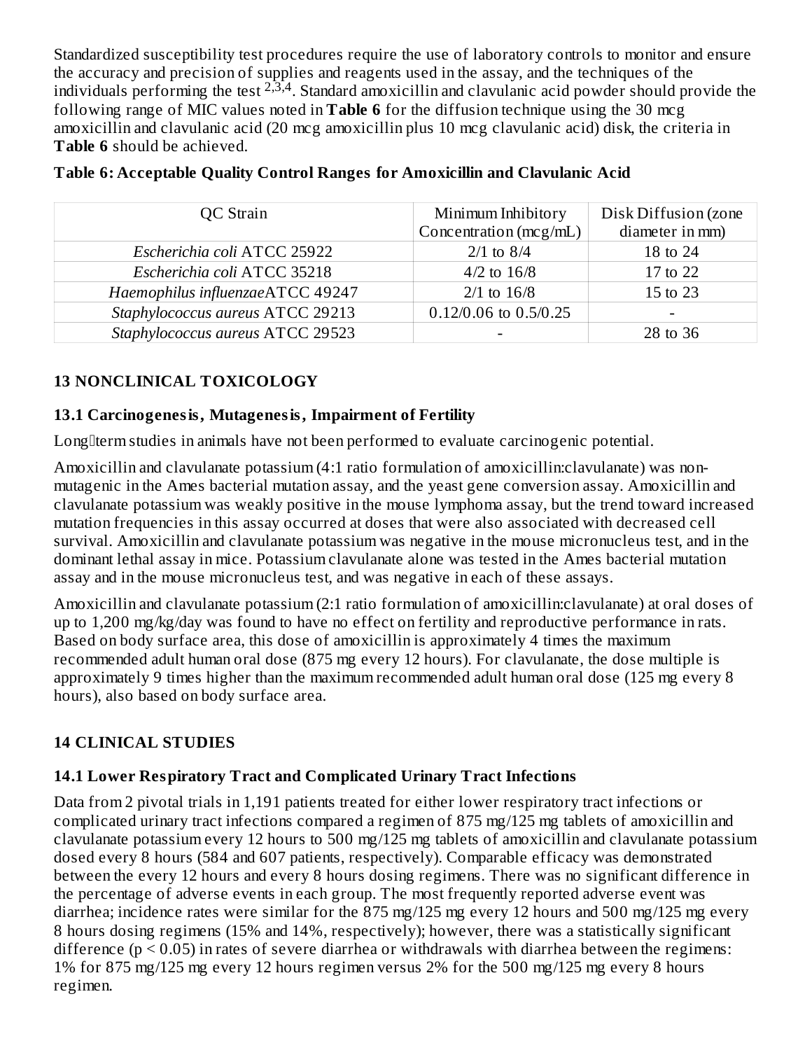Standardized susceptibility test procedures require the use of laboratory controls to monitor and ensure the accuracy and precision of supplies and reagents used in the assay, and the techniques of the individuals performing the test [2,3,4]. Standard amoxicillin and clavulanic acid powder should provide the following range of MIC values noted in **Table 6** for the diffusion technique using the 30 mcg amoxicillin and clavulanic acid (20 mcg amoxicillin plus 10 mcg clavulanic acid) disk, the criteria in **Table 6** should be achieved.

**Table 6: Acceptable Quality Control Ranges for Amoxicillin and Clavulanic Acid**

| QC Strain | Minimum Inhibitory Concentration (mcg/mL) | Disk Diffusion (zone diameter in mm) |
| --- | --- | --- |
| *Escherichia coli* ATCC 25922 | 2/1 to 8/4 | 18 to 24 |
| *Escherichia coli* ATCC 35218 | 4/2 to 16/8 | 17 to 22 |
| *Haemophilus influenzae* ATCC 49247 | 2/1 to 16/8 | 15 to 23 |
| *Staphylococcus aureus* ATCC 29213 | 0.12/0.06 to 0.5/0.25 | - |
| *Staphylococcus aureus* ATCC 29523 | - | 28 to 36 |

## 13 NONCLINICAL TOXICOLOGY

### 13.1 Carcinogenesis, Mutagenesis, Impairment of Fertility

Long‑term studies in animals have not been performed to evaluate carcinogenic potential.

Amoxicillin and clavulanate potassium (4:1 ratio formulation of amoxicillin:clavulanate) was non-mutagenic in the Ames bacterial mutation assay, and the yeast gene conversion assay. Amoxicillin and clavulanate potassium was weakly positive in the mouse lymphoma assay, but the trend toward increased mutation frequencies in this assay occurred at doses that were also associated with decreased cell survival. Amoxicillin and clavulanate potassium was negative in the mouse micronucleus test, and in the dominant lethal assay in mice. Potassium clavulanate alone was tested in the Ames bacterial mutation assay and in the mouse micronucleus test, and was negative in each of these assays.

Amoxicillin and clavulanate potassium (2:1 ratio formulation of amoxicillin:clavulanate) at oral doses of up to 1,200 mg/kg/day was found to have no effect on fertility and reproductive performance in rats. Based on body surface area, this dose of amoxicillin is approximately 4 times the maximum recommended adult human oral dose (875 mg every 12 hours). For clavulanate, the dose multiple is approximately 9 times higher than the maximum recommended adult human oral dose (125 mg every 8 hours), also based on body surface area.

## 14 CLINICAL STUDIES

### 14.1 Lower Respiratory Tract and Complicated Urinary Tract Infections

Data from 2 pivotal trials in 1,191 patients treated for either lower respiratory tract infections or complicated urinary tract infections compared a regimen of 875 mg/125 mg tablets of amoxicillin and clavulanate potassium every 12 hours to 500 mg/125 mg tablets of amoxicillin and clavulanate potassium dosed every 8 hours (584 and 607 patients, respectively). Comparable efficacy was demonstrated between the every 12 hours and every 8 hours dosing regimens. There was no significant difference in the percentage of adverse events in each group. The most frequently reported adverse event was diarrhea; incidence rates were similar for the 875 mg/125 mg every 12 hours and 500 mg/125 mg every 8 hours dosing regimens (15% and 14%, respectively); however, there was a statistically significant difference ($p < 0.05$) in rates of severe diarrhea or withdrawals with diarrhea between the regimens: 1% for 875 mg/125 mg every 12 hours regimen versus 2% for the 500 mg/125 mg every 8 hours regimen.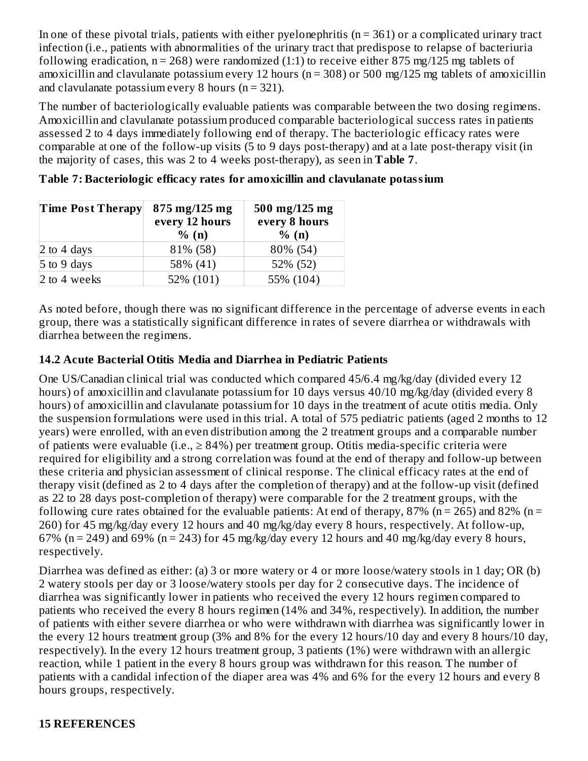In one of these pivotal trials, patients with either pyelonephritis (n = 361) or a complicated urinary tract infection (i.e., patients with abnormalities of the urinary tract that predispose to relapse of bacteriuria following eradication, n = 268) were randomized (1:1) to receive either 875 mg/125 mg tablets of amoxicillin and clavulanate potassium every 12 hours (n = 308) or 500 mg/125 mg tablets of amoxicillin and clavulanate potassium every 8 hours (n = 321).

The number of bacteriologically evaluable patients was comparable between the two dosing regimens. Amoxicillin and clavulanate potassium produced comparable bacteriological success rates in patients assessed 2 to 4 days immediately following end of therapy. The bacteriologic efficacy rates were comparable at one of the follow-up visits (5 to 9 days post-therapy) and at a late post-therapy visit (in the majority of cases, this was 2 to 4 weeks post-therapy), as seen in **Table 7**.

**Table 7: Bacteriologic efficacy rates for amoxicillin and clavulanate potassium**

| Time Post Therapy | 875 mg/125 mg every 12 hours % (n) | 500 mg/125 mg every 8 hours % (n) |
|---|---|---|
| 2 to 4 days | 81% (58) | 80% (54) |
| 5 to 9 days | 58% (41) | 52% (52) |
| 2 to 4 weeks | 52% (101) | 55% (104) |

As noted before, though there was no significant difference in the percentage of adverse events in each group, there was a statistically significant difference in rates of severe diarrhea or withdrawals with diarrhea between the regimens.

## 14.2 Acute Bacterial Otitis Media and Diarrhea in Pediatric Patients

One US/Canadian clinical trial was conducted which compared 45/6.4 mg/kg/day (divided every 12 hours) of amoxicillin and clavulanate potassium for 10 days versus 40/10 mg/kg/day (divided every 8 hours) of amoxicillin and clavulanate potassium for 10 days in the treatment of acute otitis media. Only the suspension formulations were used in this trial. A total of 575 pediatric patients (aged 2 months to 12 years) were enrolled, with an even distribution among the 2 treatment groups and a comparable number of patients were evaluable (i.e., ≥ 84%) per treatment group. Otitis media-specific criteria were required for eligibility and a strong correlation was found at the end of therapy and follow-up between these criteria and physician assessment of clinical response. The clinical efficacy rates at the end of therapy visit (defined as 2 to 4 days after the completion of therapy) and at the follow-up visit (defined as 22 to 28 days post-completion of therapy) were comparable for the 2 treatment groups, with the following cure rates obtained for the evaluable patients: At end of therapy, 87% (n = 265) and 82% (n = 260) for 45 mg/kg/day every 12 hours and 40 mg/kg/day every 8 hours, respectively. At follow-up, 67% (n = 249) and 69% (n = 243) for 45 mg/kg/day every 12 hours and 40 mg/kg/day every 8 hours, respectively.

Diarrhea was defined as either: (a) 3 or more watery or 4 or more loose/watery stools in 1 day; OR (b) 2 watery stools per day or 3 loose/watery stools per day for 2 consecutive days. The incidence of diarrhea was significantly lower in patients who received the every 12 hours regimen compared to patients who received the every 8 hours regimen (14% and 34%, respectively). In addition, the number of patients with either severe diarrhea or who were withdrawn with diarrhea was significantly lower in the every 12 hours treatment group (3% and 8% for the every 12 hours/10 day and every 8 hours/10 day, respectively). In the every 12 hours treatment group, 3 patients (1%) were withdrawn with an allergic reaction, while 1 patient in the every 8 hours group was withdrawn for this reason. The number of patients with a candidal infection of the diaper area was 4% and 6% for the every 12 hours and every 8 hours groups, respectively.

# 15 REFERENCES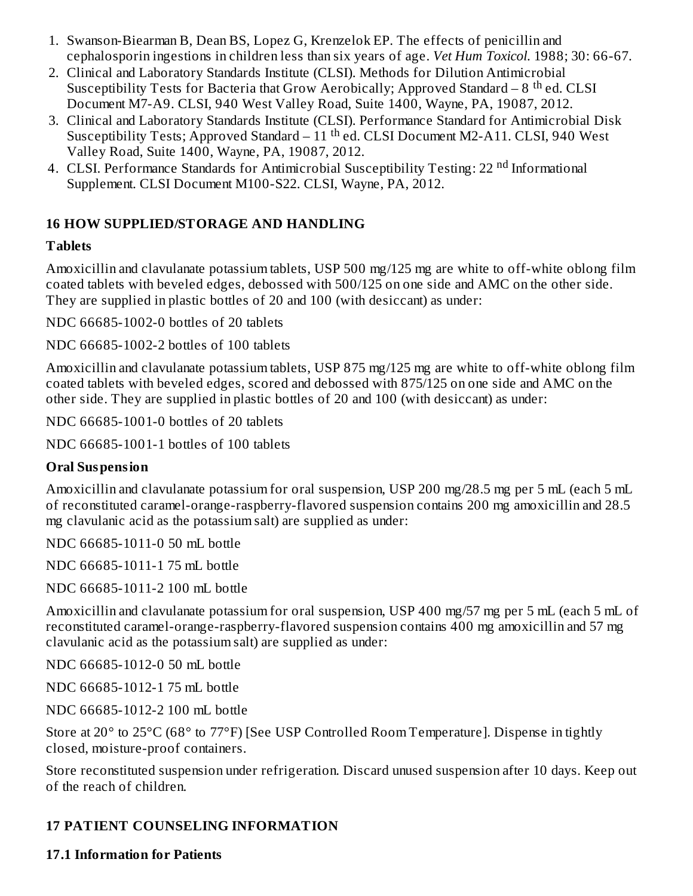1. Swanson-Biearman B, Dean BS, Lopez G, Krenzelok EP. The effects of penicillin and cephalosporin ingestions in children less than six years of age. *Vet Hum Toxicol.* 1988; 30: 66-67.
2. Clinical and Laboratory Standards Institute (CLSI). Methods for Dilution Antimicrobial Susceptibility Tests for Bacteria that Grow Aerobically; Approved Standard – 8 th ed. CLSI Document M7-A9. CLSI, 940 West Valley Road, Suite 1400, Wayne, PA, 19087, 2012.
3. Clinical and Laboratory Standards Institute (CLSI). Performance Standard for Antimicrobial Disk Susceptibility Tests; Approved Standard – 11 th ed. CLSI Document M2-A11. CLSI, 940 West Valley Road, Suite 1400, Wayne, PA, 19087, 2012.
4. CLSI. Performance Standards for Antimicrobial Susceptibility Testing: 22 nd Informational Supplement. CLSI Document M100-S22. CLSI, Wayne, PA, 2012.

## 16 HOW SUPPLIED/STORAGE AND HANDLING

**Tablets**

Amoxicillin and clavulanate potassium tablets, USP 500 mg/125 mg are white to off-white oblong film coated tablets with beveled edges, debossed with 500/125 on one side and AMC on the other side. They are supplied in plastic bottles of 20 and 100 (with desiccant) as under:

NDC 66685-1002-0 bottles of 20 tablets

NDC 66685-1002-2 bottles of 100 tablets

Amoxicillin and clavulanate potassium tablets, USP 875 mg/125 mg are white to off-white oblong film coated tablets with beveled edges, scored and debossed with 875/125 on one side and AMC on the other side. They are supplied in plastic bottles of 20 and 100 (with desiccant) as under:

NDC 66685-1001-0 bottles of 20 tablets

NDC 66685-1001-1 bottles of 100 tablets

**Oral Suspension**

Amoxicillin and clavulanate potassium for oral suspension, USP 200 mg/28.5 mg per 5 mL (each 5 mL of reconstituted caramel-orange-raspberry-flavored suspension contains 200 mg amoxicillin and 28.5 mg clavulanic acid as the potassium salt) are supplied as under:

NDC 66685-1011-0 50 mL bottle

NDC 66685-1011-1 75 mL bottle

NDC 66685-1011-2 100 mL bottle

Amoxicillin and clavulanate potassium for oral suspension, USP 400 mg/57 mg per 5 mL (each 5 mL of reconstituted caramel-orange-raspberry-flavored suspension contains 400 mg amoxicillin and 57 mg clavulanic acid as the potassium salt) are supplied as under:

NDC 66685-1012-0 50 mL bottle

NDC 66685-1012-1 75 mL bottle

NDC 66685-1012-2 100 mL bottle

Store at 20° to 25°C (68° to 77°F) [See USP Controlled Room Temperature]. Dispense in tightly closed, moisture-proof containers.

Store reconstituted suspension under refrigeration. Discard unused suspension after 10 days. Keep out of the reach of children.

## 17 PATIENT COUNSELING INFORMATION

### 17.1 Information for Patients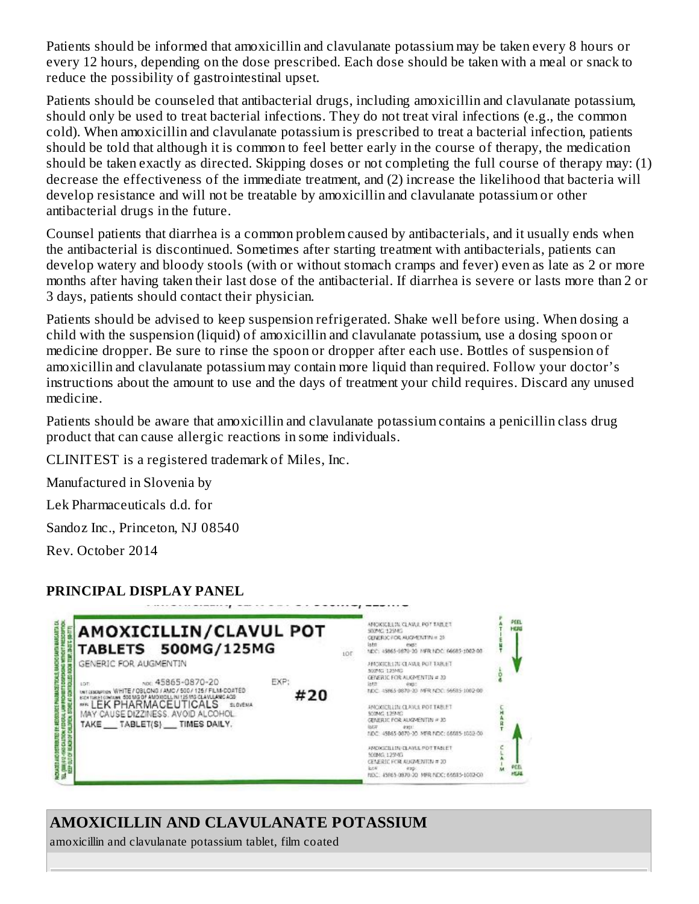Patients should be informed that amoxicillin and clavulanate potassium may be taken every 8 hours or every 12 hours, depending on the dose prescribed. Each dose should be taken with a meal or snack to reduce the possibility of gastrointestinal upset.

Patients should be counseled that antibacterial drugs, including amoxicillin and clavulanate potassium, should only be used to treat bacterial infections. They do not treat viral infections (e.g., the common cold). When amoxicillin and clavulanate potassium is prescribed to treat a bacterial infection, patients should be told that although it is common to feel better early in the course of therapy, the medication should be taken exactly as directed. Skipping doses or not completing the full course of therapy may: (1) decrease the effectiveness of the immediate treatment, and (2) increase the likelihood that bacteria will develop resistance and will not be treatable by amoxicillin and clavulanate potassium or other antibacterial drugs in the future.

Counsel patients that diarrhea is a common problem caused by antibacterials, and it usually ends when the antibacterial is discontinued. Sometimes after starting treatment with antibacterials, patients can develop watery and bloody stools (with or without stomach cramps and fever) even as late as 2 or more months after having taken their last dose of the antibacterial. If diarrhea is severe or lasts more than 2 or 3 days, patients should contact their physician.

Patients should be advised to keep suspension refrigerated. Shake well before using. When dosing a child with the suspension (liquid) of amoxicillin and clavulanate potassium, use a dosing spoon or medicine dropper. Be sure to rinse the spoon or dropper after each use. Bottles of suspension of amoxicillin and clavulanate potassium may contain more liquid than required. Follow your doctor's instructions about the amount to use and the days of treatment your child requires. Discard any unused medicine.

Patients should be aware that amoxicillin and clavulanate potassium contains a penicillin class drug product that can cause allergic reactions in some individuals.

CLINITEST is a registered trademark of Miles, Inc.

Manufactured in Slovenia by

Lek Pharmaceuticals d.d. for

Sandoz Inc., Princeton, NJ 08540

Rev. October 2014

## PRINCIPAL DISPLAY PANEL

AMOXICILLIN/CLAVUL POT
TABLETS 500MG/125MG
GENERIC FOR AUGMENTIN
NDC 45865-0870-20
EXP:
#20
UNIT DESCRIPTION: WHITE / OBLONG / AMC / 500 / 125 / FILM-COATED
MFR LEK PHARMACEUTICALS SLOVENIA
MAY CAUSE DIZZINESS. AVOID ALCOHOL.
TAKE ___ TABLET(S) ___ TIMES DAILY.

AMOXICILLIN CLAVUL POT TABLET
500MG 125MG
GENERIC FOR AUGMENTIN # 20
NDC: 45865-0870-20 MFR NDC: 66685-1002-00

## AMOXICILLIN AND CLAVULANATE POTASSIUM

amoxicillin and clavulanate potassium tablet, film coated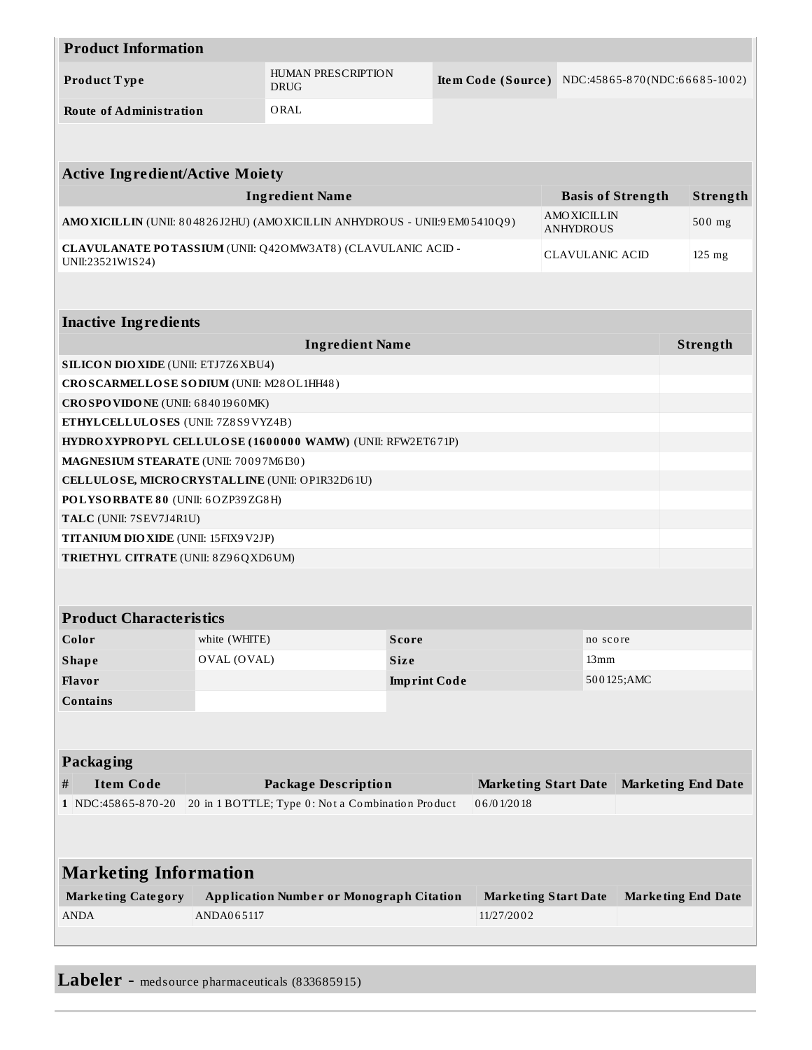| **Product Information** | | | |
|---|---|---|---|
| **Product Type** | HUMAN PRESCRIPTION DRUG | **Item Code (Source)** | NDC:45865-870(NDC:66685-1002) |
| **Route of Administration** | ORAL | | |

| **Active Ingredient/Active Moiety** | | |
|---|---|---|
| **Ingredient Name** | **Basis of Strength** | **Strength** |
| **AMOXICILLIN** (UNII: 804826J2HU) (AMOXICILLIN ANHYDROUS - UNII:9EM05410Q9) | AMOXICILLIN ANHYDROUS | 500 mg |
| **CLAVULANATE POTASSIUM** (UNII: Q42OMW3AT8) (CLAVULANIC ACID - UNII:23521W1S24) | CLAVULANIC ACID | 125 mg |

| **Inactive Ingredients** | |
|---|---|
| **Ingredient Name** | **Strength** |
| **SILICON DIOXIDE** (UNII: ETJ7Z6XBU4) | |
| **CROSCARMELLOSE SODIUM** (UNII: M28OL1HH48) | |
| **CROSPOVIDONE** (UNII: 68401960MK) | |
| **ETHYLCELLULOSES** (UNII: 7Z8S9VYZ4B) | |
| **HYDROXYPROPYL CELLULOSE (1600000 WAMW)** (UNII: RFW2ET671P) | |
| **MAGNESIUM STEARATE** (UNII: 70097M6I30) | |
| **CELLULOSE, MICROCRYSTALLINE** (UNII: OP1R32D61U) | |
| **POLYSORBATE 80** (UNII: 6OZP39ZG8H) | |
| **TALC** (UNII: 7SEV7J4R1U) | |
| **TITANIUM DIOXIDE** (UNII: 15FIX9V2JP) | |
| **TRIETHYL CITRATE** (UNII: 8Z96QXD6UM) | |

| **Product Characteristics** | | | |
|---|---|---|---|
| **Color** | white (WHITE) | **Score** | no score |
| **Shape** | OVAL (OVAL) | **Size** | 13mm |
| **Flavor** | | **Imprint Code** | 500125;AMC |
| **Contains** | | | |

| **Packaging** | | | | |
|---|---|---|---|---|
| **#** | **Item Code** | **Package Description** | **Marketing Start Date** | **Marketing End Date** |
| **1** | NDC:45865-870-20 | 20 in 1 BOTTLE; Type 0: Not a Combination Product | 06/01/2018 | |

| **Marketing Information** | | | |
|---|---|---|---|
| **Marketing Category** | **Application Number or Monograph Citation** | **Marketing Start Date** | **Marketing End Date** |
| ANDA | ANDA065117 | 11/27/2002 | |

**Labeler -** medsource pharmaceuticals (833685915)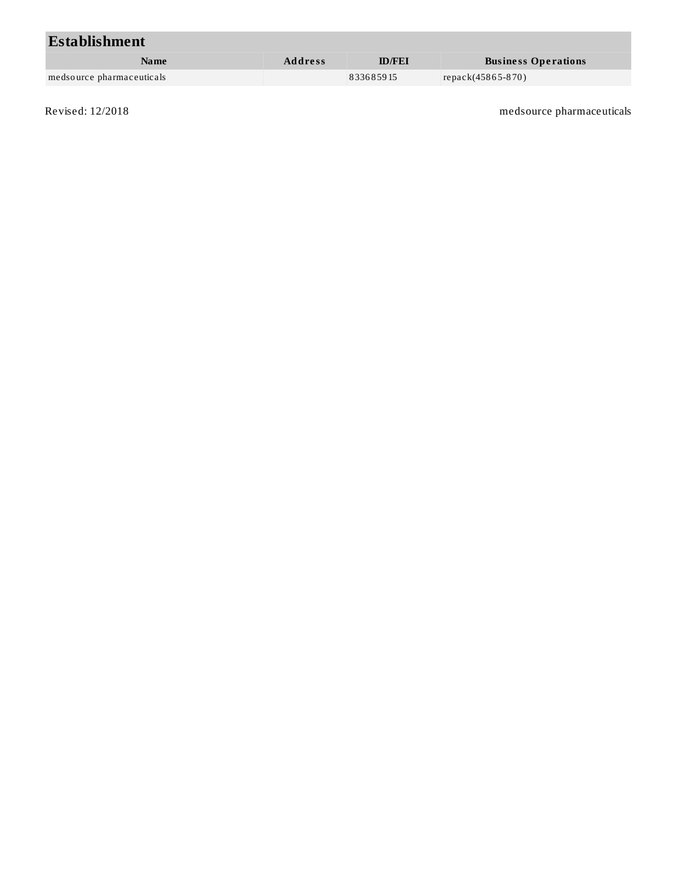## Establishment

| Name | Address | ID/FEI | Business Operations |
|---|---|---|---|
| medsource pharmaceuticals | | 833685915 | repack(45865-870) |

Revised: 12/2018

medsource pharmaceuticals